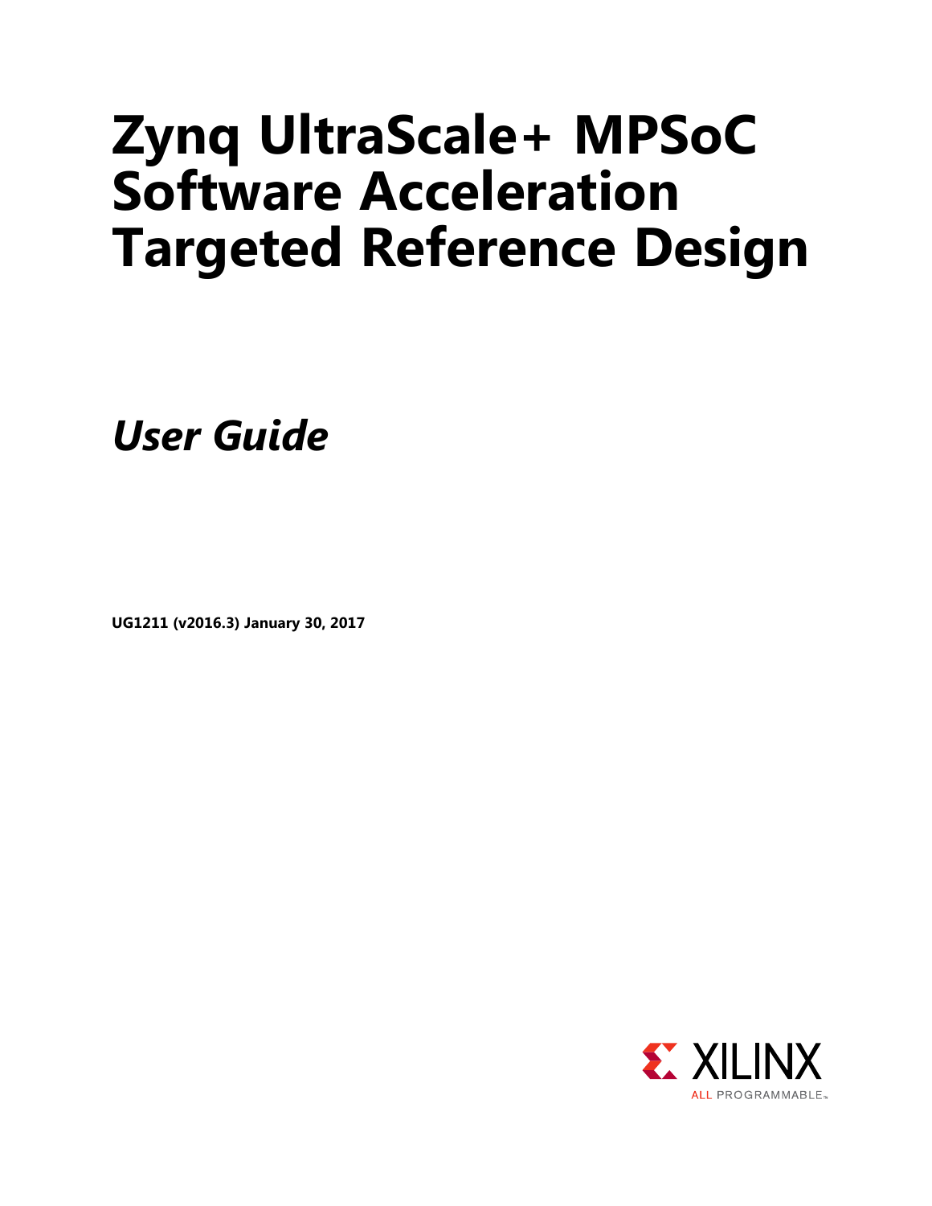# Zynq UltraScale+ MPSoC Software Acceleration Targeted Reference Design

## *User Guide*

**UG1211 (v2016.3) January 30, 2017**

XILINX ALL PROGRAMMABLE.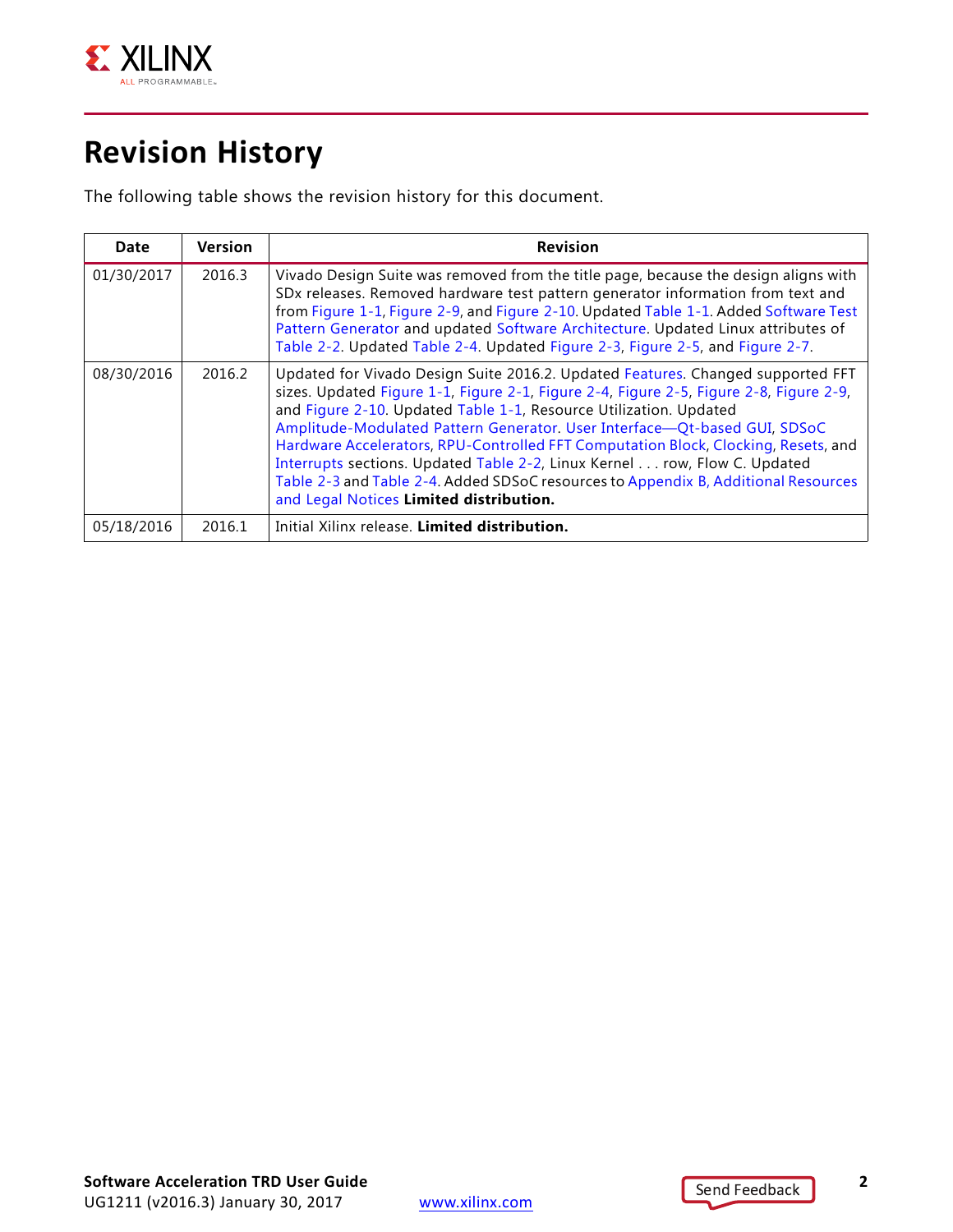# Revision History

The following table shows the revision history for this document.

| Date | Version | Revision |
|---|---|---|
| 01/30/2017 | 2016.3 | Vivado Design Suite was removed from the title page, because the design aligns with SDx releases. Removed hardware test pattern generator information from text and from Figure 1-1, Figure 2-9, and Figure 2-10. Updated Table 1-1. Added Software Test Pattern Generator and updated Software Architecture. Updated Linux attributes of Table 2-2. Updated Table 2-4. Updated Figure 2-3, Figure 2-5, and Figure 2-7. |
| 08/30/2016 | 2016.2 | Updated for Vivado Design Suite 2016.2. Updated Features. Changed supported FFT sizes. Updated Figure 1-1, Figure 2-1, Figure 2-4, Figure 2-5, Figure 2-8, Figure 2-9, and Figure 2-10. Updated Table 1-1, Resource Utilization. Updated Amplitude-Modulated Pattern Generator. User Interface—Qt-based GUI, SDSoC Hardware Accelerators, RPU-Controlled FFT Computation Block, Clocking, Resets, and Interrupts sections. Updated Table 2-2, Linux Kernel . . . row, Flow C. Updated Table 2-3 and Table 2-4. Added SDSoC resources to Appendix B, Additional Resources and Legal Notices **Limited distribution.** |
| 05/18/2016 | 2016.1 | Initial Xilinx release. **Limited distribution.** |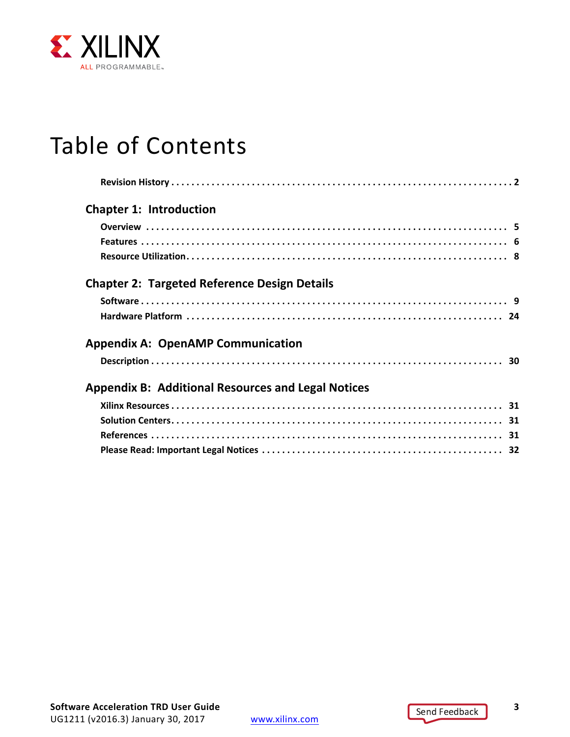# Table of Contents

**Revision History** . . . . . . . . . . . . . . . . . . . . . . . . . . . . . . . . . . . . . . . . . . . . . . . . . . . . . . . . . . . . . . . 2

## Chapter 1: Introduction

**Overview** . . . . . . . . . . . . . . . . . . . . . . . . . . . . . . . . . . . . . . . . . . . . . . . . . . . . . . . . . . . . . . . 5
**Features** . . . . . . . . . . . . . . . . . . . . . . . . . . . . . . . . . . . . . . . . . . . . . . . . . . . . . . . . . . . . . . . 6
**Resource Utilization** . . . . . . . . . . . . . . . . . . . . . . . . . . . . . . . . . . . . . . . . . . . . . . . . . . . . . . . 8

## Chapter 2: Targeted Reference Design Details

**Software** . . . . . . . . . . . . . . . . . . . . . . . . . . . . . . . . . . . . . . . . . . . . . . . . . . . . . . . . . . . . . . . 9
**Hardware Platform** . . . . . . . . . . . . . . . . . . . . . . . . . . . . . . . . . . . . . . . . . . . . . . . . . . . . . . . 24

## Appendix A: OpenAMP Communication

**Description** . . . . . . . . . . . . . . . . . . . . . . . . . . . . . . . . . . . . . . . . . . . . . . . . . . . . . . . . . . . . 30

## Appendix B: Additional Resources and Legal Notices

**Xilinx Resources** . . . . . . . . . . . . . . . . . . . . . . . . . . . . . . . . . . . . . . . . . . . . . . . . . . . . . . . . 31
**Solution Centers** . . . . . . . . . . . . . . . . . . . . . . . . . . . . . . . . . . . . . . . . . . . . . . . . . . . . . . . . 31
**References** . . . . . . . . . . . . . . . . . . . . . . . . . . . . . . . . . . . . . . . . . . . . . . . . . . . . . . . . . . . . 31
**Please Read: Important Legal Notices** . . . . . . . . . . . . . . . . . . . . . . . . . . . . . . . . . . . . . . . . . 32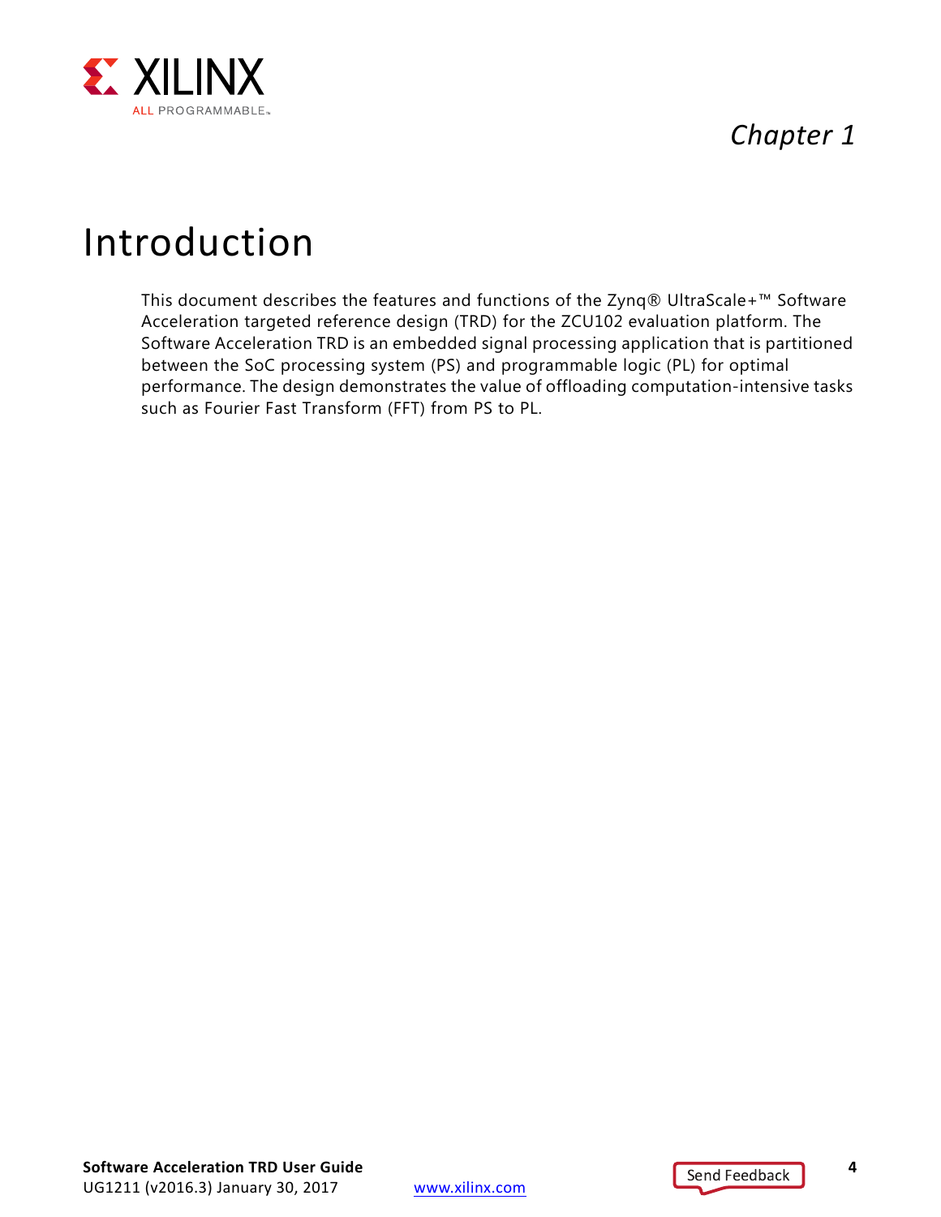*Chapter 1*

# Introduction

This document describes the features and functions of the Zynq® UltraScale+™ Software Acceleration targeted reference design (TRD) for the ZCU102 evaluation platform. The Software Acceleration TRD is an embedded signal processing application that is partitioned between the SoC processing system (PS) and programmable logic (PL) for optimal performance. The design demonstrates the value of offloading computation-intensive tasks such as Fourier Fast Transform (FFT) from PS to PL.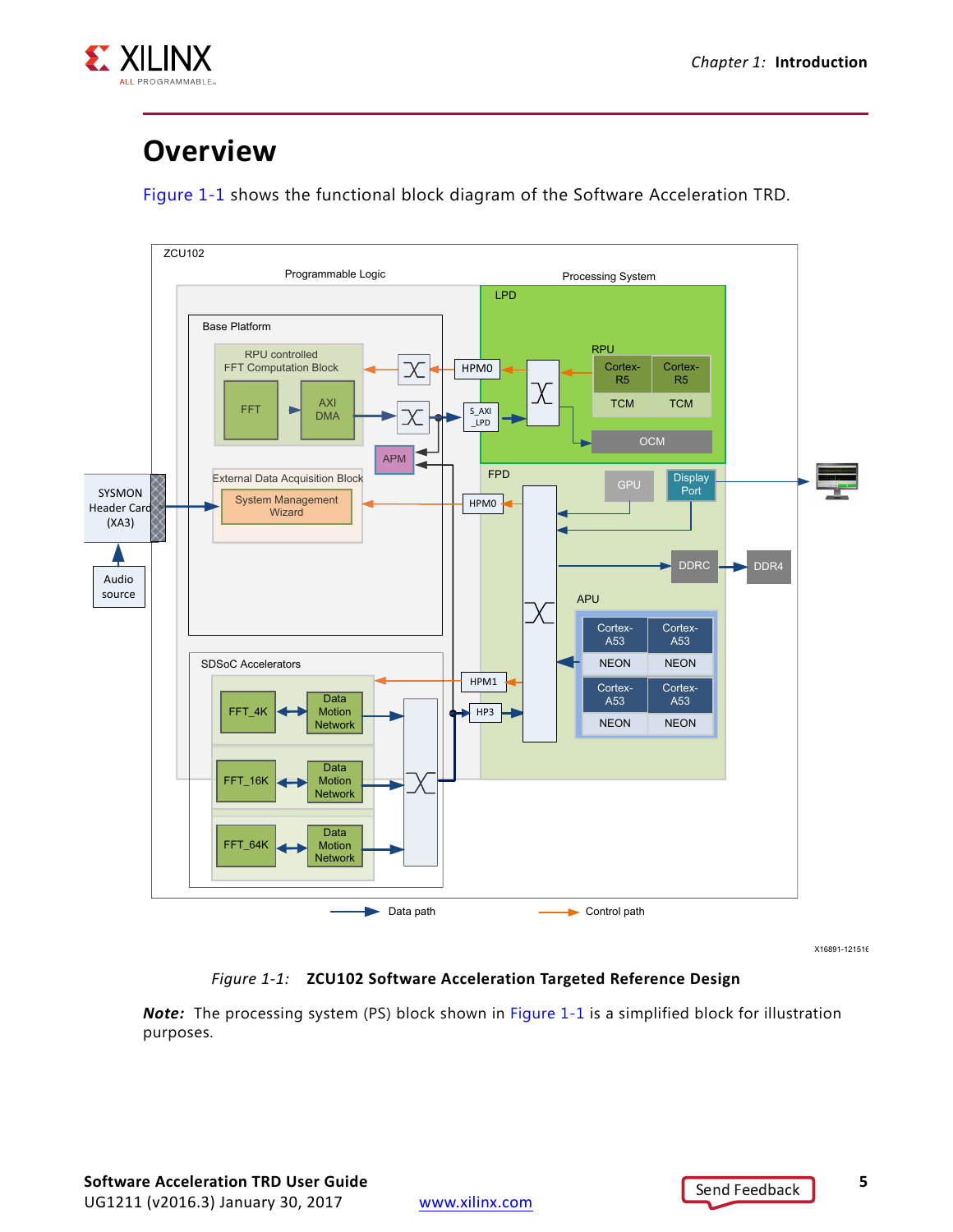# Overview

Figure 1-1 shows the functional block diagram of the Software Acceleration TRD.

*Figure 1-1:* **ZCU102 Software Acceleration Targeted Reference Design**

***Note:*** The processing system (PS) block shown in Figure 1-1 is a simplified block for illustration purposes.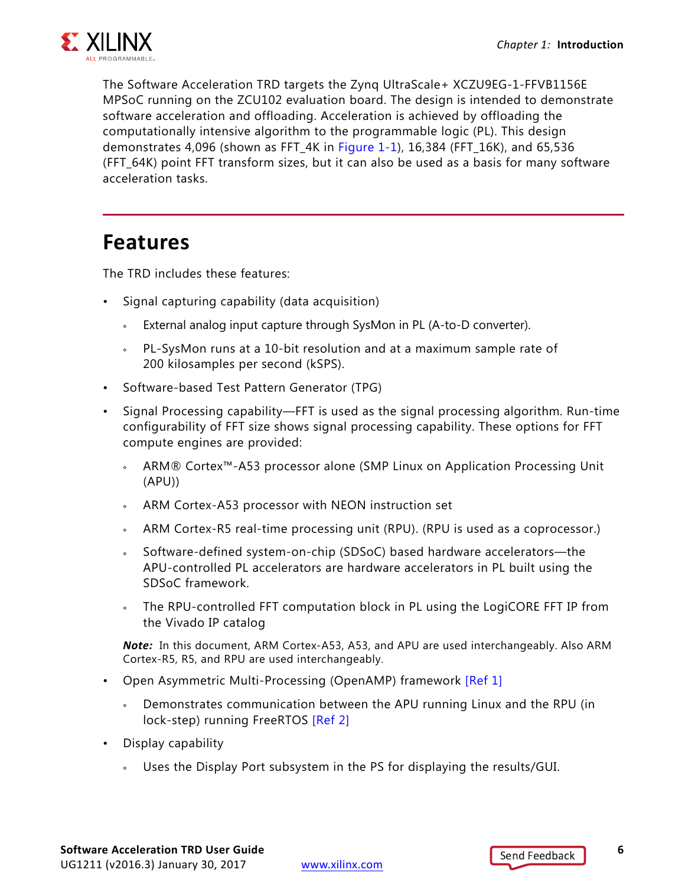The Software Acceleration TRD targets the Zynq UltraScale+ XCZU9EG-1-FFVB1156E MPSoC running on the ZCU102 evaluation board. The design is intended to demonstrate software acceleration and offloading. Acceleration is achieved by offloading the computationally intensive algorithm to the programmable logic (PL). This design demonstrates 4,096 (shown as FFT_4K in Figure 1-1), 16,384 (FFT_16K), and 65,536 (FFT_64K) point FFT transform sizes, but it can also be used as a basis for many software acceleration tasks.

## Features

The TRD includes these features:

- Signal capturing capability (data acquisition)
  - External analog input capture through SysMon in PL (A-to-D converter).
  - PL-SysMon runs at a 10-bit resolution and at a maximum sample rate of 200 kilosamples per second (kSPS).
- Software-based Test Pattern Generator (TPG)
- Signal Processing capability—FFT is used as the signal processing algorithm. Run-time configurability of FFT size shows signal processing capability. These options for FFT compute engines are provided:
  - ARM® Cortex™-A53 processor alone (SMP Linux on Application Processing Unit (APU))
  - ARM Cortex-A53 processor with NEON instruction set
  - ARM Cortex-R5 real-time processing unit (RPU). (RPU is used as a coprocessor.)
  - Software-defined system-on-chip (SDSoC) based hardware accelerators—the APU-controlled PL accelerators are hardware accelerators in PL built using the SDSoC framework.
  - The RPU-controlled FFT computation block in PL using the LogiCORE FFT IP from the Vivado IP catalog

  ***Note:*** In this document, ARM Cortex-A53, A53, and APU are used interchangeably. Also ARM Cortex-R5, R5, and RPU are used interchangeably.
- Open Asymmetric Multi-Processing (OpenAMP) framework [Ref 1]
  - Demonstrates communication between the APU running Linux and the RPU (in lock-step) running FreeRTOS [Ref 2]
- Display capability
  - Uses the Display Port subsystem in the PS for displaying the results/GUI.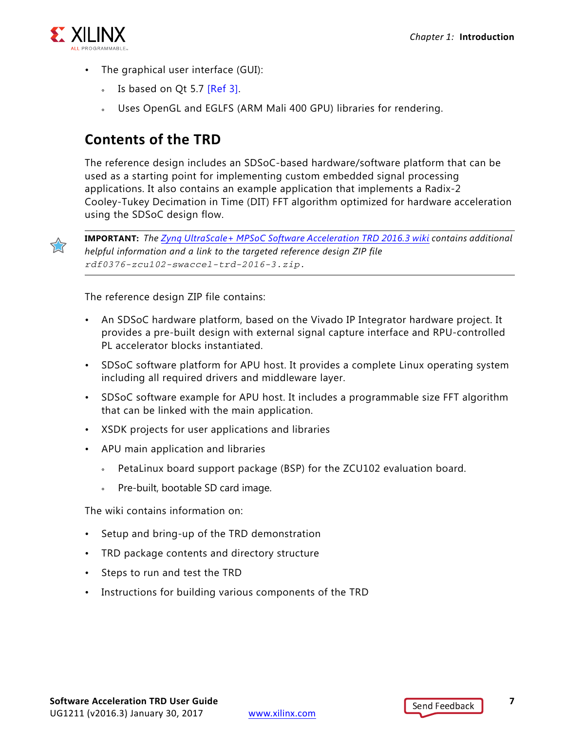- The graphical user interface (GUI):
    - Is based on Qt 5.7 [Ref 3].
    - Uses OpenGL and EGLFS (ARM Mali 400 GPU) libraries for rendering.

## Contents of the TRD

The reference design includes an SDSoC-based hardware/software platform that can be used as a starting point for implementing custom embedded signal processing applications. It also contains an example application that implements a Radix-2 Cooley-Tukey Decimation in Time (DIT) FFT algorithm optimized for hardware acceleration using the SDSoC design flow.

> **IMPORTANT:** *The Zynq UltraScale+ MPSoC Software Acceleration TRD 2016.3 wiki contains additional helpful information and a link to the targeted reference design ZIP file* `rdf0376-zcu102-swaccel-trd-2016-3.zip`.

The reference design ZIP file contains:

- An SDSoC hardware platform, based on the Vivado IP Integrator hardware project. It provides a pre-built design with external signal capture interface and RPU-controlled PL accelerator blocks instantiated.
- SDSoC software platform for APU host. It provides a complete Linux operating system including all required drivers and middleware layer.
- SDSoC software example for APU host. It includes a programmable size FFT algorithm that can be linked with the main application.
- XSDK projects for user applications and libraries
- APU main application and libraries
    - PetaLinux board support package (BSP) for the ZCU102 evaluation board.
    - Pre-built, bootable SD card image.

The wiki contains information on:

- Setup and bring-up of the TRD demonstration
- TRD package contents and directory structure
- Steps to run and test the TRD
- Instructions for building various components of the TRD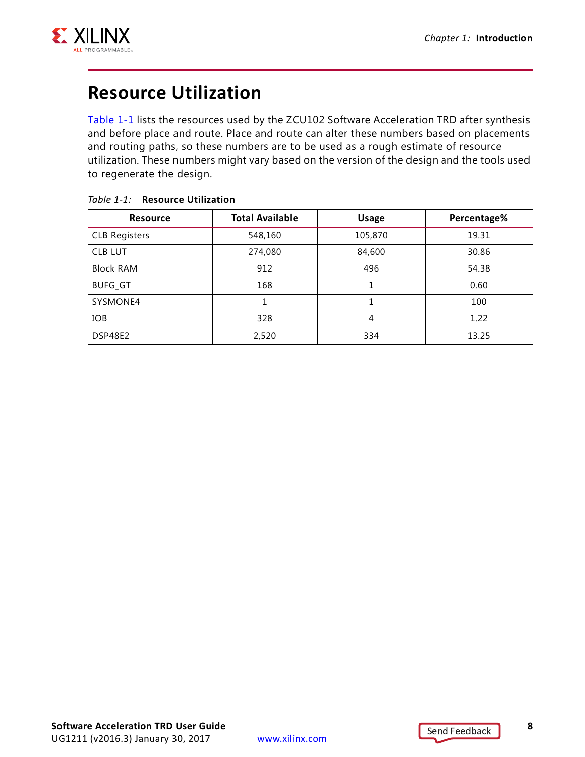## Resource Utilization

Table 1-1 lists the resources used by the ZCU102 Software Acceleration TRD after synthesis and before place and route. Place and route can alter these numbers based on placements and routing paths, so these numbers are to be used as a rough estimate of resource utilization. These numbers might vary based on the version of the design and the tools used to regenerate the design.

*Table 1-1:* **Resource Utilization**

| Resource | Total Available | Usage | Percentage% |
|---|---|---|---|
| CLB Registers | 548,160 | 105,870 | 19.31 |
| CLB LUT | 274,080 | 84,600 | 30.86 |
| Block RAM | 912 | 496 | 54.38 |
| BUFG_GT | 168 | 1 | 0.60 |
| SYSMONE4 | 1 | 1 | 100 |
| IOB | 328 | 4 | 1.22 |
| DSP48E2 | 2,520 | 334 | 13.25 |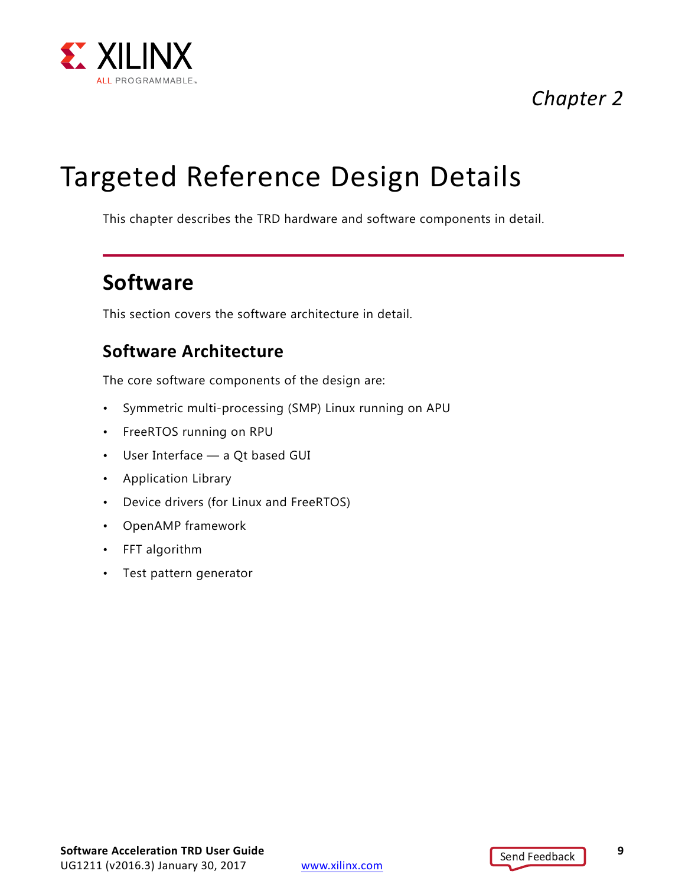*Chapter 2*

# Targeted Reference Design Details

This chapter describes the TRD hardware and software components in detail.

## Software

This section covers the software architecture in detail.

### Software Architecture

The core software components of the design are:

- Symmetric multi-processing (SMP) Linux running on APU
- FreeRTOS running on RPU
- User Interface — a Qt based GUI
- Application Library
- Device drivers (for Linux and FreeRTOS)
- OpenAMP framework
- FFT algorithm
- Test pattern generator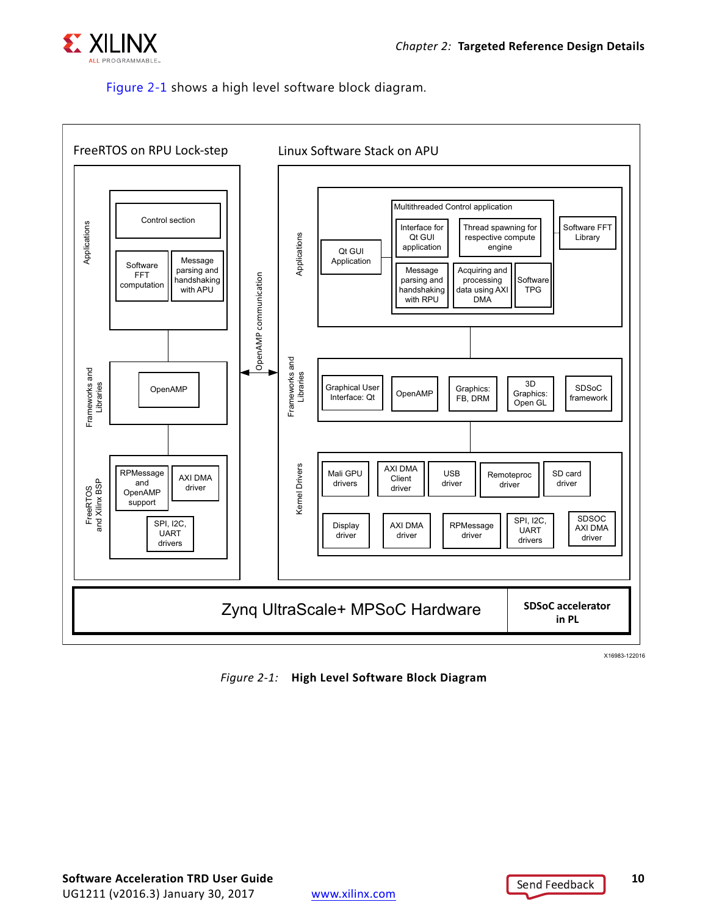Figure 2-1 shows a high level software block diagram.

FreeRTOS on RPU Lock-step

Applications: Control section; Software FFT computation; Message parsing and handshaking with APU

Frameworks and Libraries: OpenAMP

FreeRTOS and Xilinx BSP: RPMessage and OpenAMP support; AXI DMA driver; SPI, I2C, UART drivers

OpenAMP communication

Linux Software Stack on APU

Applications: Qt GUI Application; Multithreaded Control application (Interface for Qt GUI application; Thread spawning for respective compute engine; Message parsing and handshaking with RPU; Acquiring and processing data using AXI DMA; Software TPG); Software FFT Library

Frameworks and Libraries: Graphical User Interface: Qt; OpenAMP; Graphics: FB, DRM; 3D Graphics: Open GL; SDSoC framework

Kernel Drivers: Mali GPU drivers; AXI DMA Client driver; USB driver; Remoteproc driver; SD card driver; Display driver; AXI DMA driver; RPMessage driver; SPI, I2C, UART drivers; SDSOC AXI DMA driver

Zynq UltraScale+ MPSoC Hardware | SDSoC accelerator in PL

X16983-122016

*Figure 2-1:* **High Level Software Block Diagram**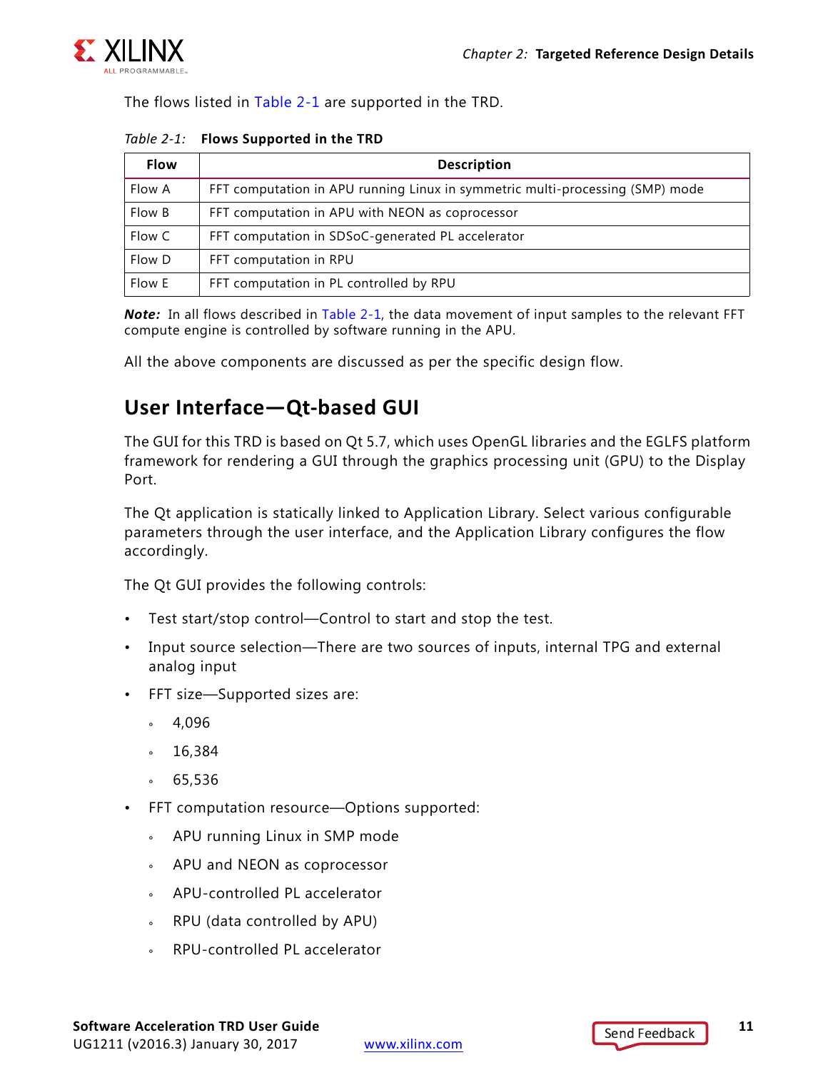The flows listed in Table 2-1 are supported in the TRD.

*Table 2-1:* **Flows Supported in the TRD**

| Flow | Description |
|---|---|
| Flow A | FFT computation in APU running Linux in symmetric multi-processing (SMP) mode |
| Flow B | FFT computation in APU with NEON as coprocessor |
| Flow C | FFT computation in SDSoC-generated PL accelerator |
| Flow D | FFT computation in RPU |
| Flow E | FFT computation in PL controlled by RPU |

***Note:*** In all flows described in Table 2-1, the data movement of input samples to the relevant FFT compute engine is controlled by software running in the APU.

All the above components are discussed as per the specific design flow.

## User Interface—Qt-based GUI

The GUI for this TRD is based on Qt 5.7, which uses OpenGL libraries and the EGLFS platform framework for rendering a GUI through the graphics processing unit (GPU) to the Display Port.

The Qt application is statically linked to Application Library. Select various configurable parameters through the user interface, and the Application Library configures the flow accordingly.

The Qt GUI provides the following controls:

- Test start/stop control—Control to start and stop the test.
- Input source selection—There are two sources of inputs, internal TPG and external analog input
- FFT size—Supported sizes are:
  - 4,096
  - 16,384
  - 65,536
- FFT computation resource—Options supported:
  - APU running Linux in SMP mode
  - APU and NEON as coprocessor
  - APU-controlled PL accelerator
  - RPU (data controlled by APU)
  - RPU-controlled PL accelerator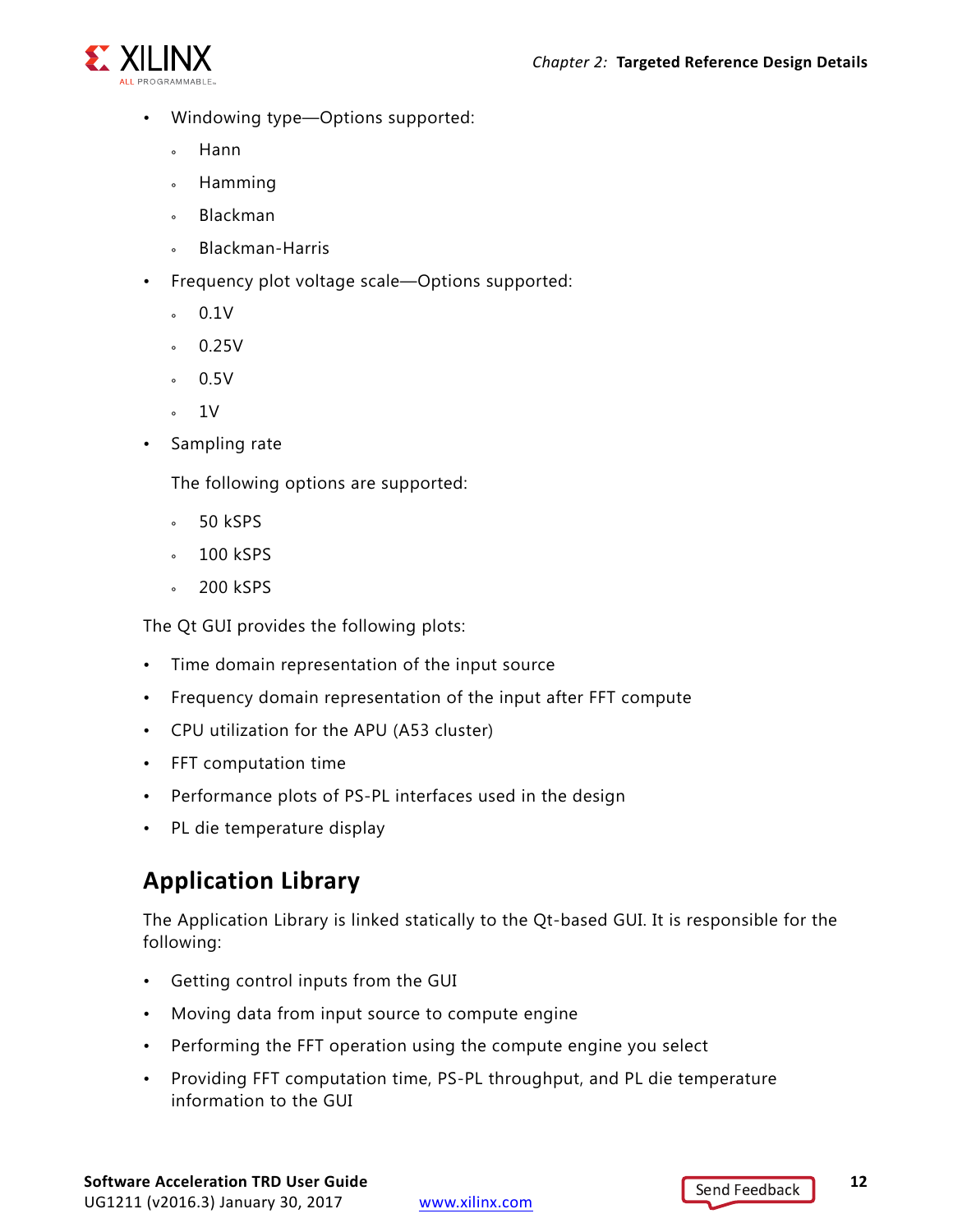- Windowing type—Options supported:
    - Hann
    - Hamming
    - Blackman
    - Blackman-Harris
- Frequency plot voltage scale—Options supported:
    - 0.1V
    - 0.25V
    - 0.5V
    - 1V
- Sampling rate

  The following options are supported:

    - 50 kSPS
    - 100 kSPS
    - 200 kSPS

The Qt GUI provides the following plots:

- Time domain representation of the input source
- Frequency domain representation of the input after FFT compute
- CPU utilization for the APU (A53 cluster)
- FFT computation time
- Performance plots of PS-PL interfaces used in the design
- PL die temperature display

## Application Library

The Application Library is linked statically to the Qt-based GUI. It is responsible for the following:

- Getting control inputs from the GUI
- Moving data from input source to compute engine
- Performing the FFT operation using the compute engine you select
- Providing FFT computation time, PS-PL throughput, and PL die temperature information to the GUI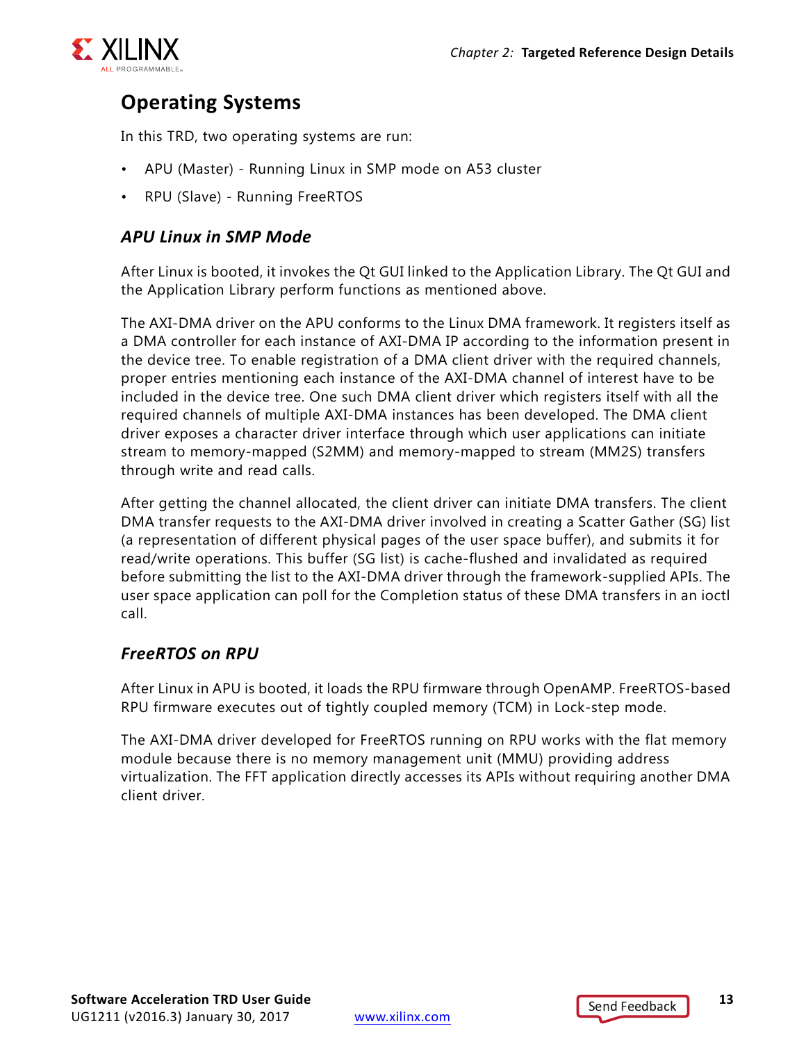## Operating Systems

In this TRD, two operating systems are run:

- APU (Master) - Running Linux in SMP mode on A53 cluster
- RPU (Slave) - Running FreeRTOS

### *APU Linux in SMP Mode*

After Linux is booted, it invokes the Qt GUI linked to the Application Library. The Qt GUI and the Application Library perform functions as mentioned above.

The AXI-DMA driver on the APU conforms to the Linux DMA framework. It registers itself as a DMA controller for each instance of AXI-DMA IP according to the information present in the device tree. To enable registration of a DMA client driver with the required channels, proper entries mentioning each instance of the AXI-DMA channel of interest have to be included in the device tree. One such DMA client driver which registers itself with all the required channels of multiple AXI-DMA instances has been developed. The DMA client driver exposes a character driver interface through which user applications can initiate stream to memory-mapped (S2MM) and memory-mapped to stream (MM2S) transfers through write and read calls.

After getting the channel allocated, the client driver can initiate DMA transfers. The client DMA transfer requests to the AXI-DMA driver involved in creating a Scatter Gather (SG) list (a representation of different physical pages of the user space buffer), and submits it for read/write operations. This buffer (SG list) is cache-flushed and invalidated as required before submitting the list to the AXI-DMA driver through the framework-supplied APIs. The user space application can poll for the Completion status of these DMA transfers in an ioctl call.

### *FreeRTOS on RPU*

After Linux in APU is booted, it loads the RPU firmware through OpenAMP. FreeRTOS-based RPU firmware executes out of tightly coupled memory (TCM) in Lock-step mode.

The AXI-DMA driver developed for FreeRTOS running on RPU works with the flat memory module because there is no memory management unit (MMU) providing address virtualization. The FFT application directly accesses its APIs without requiring another DMA client driver.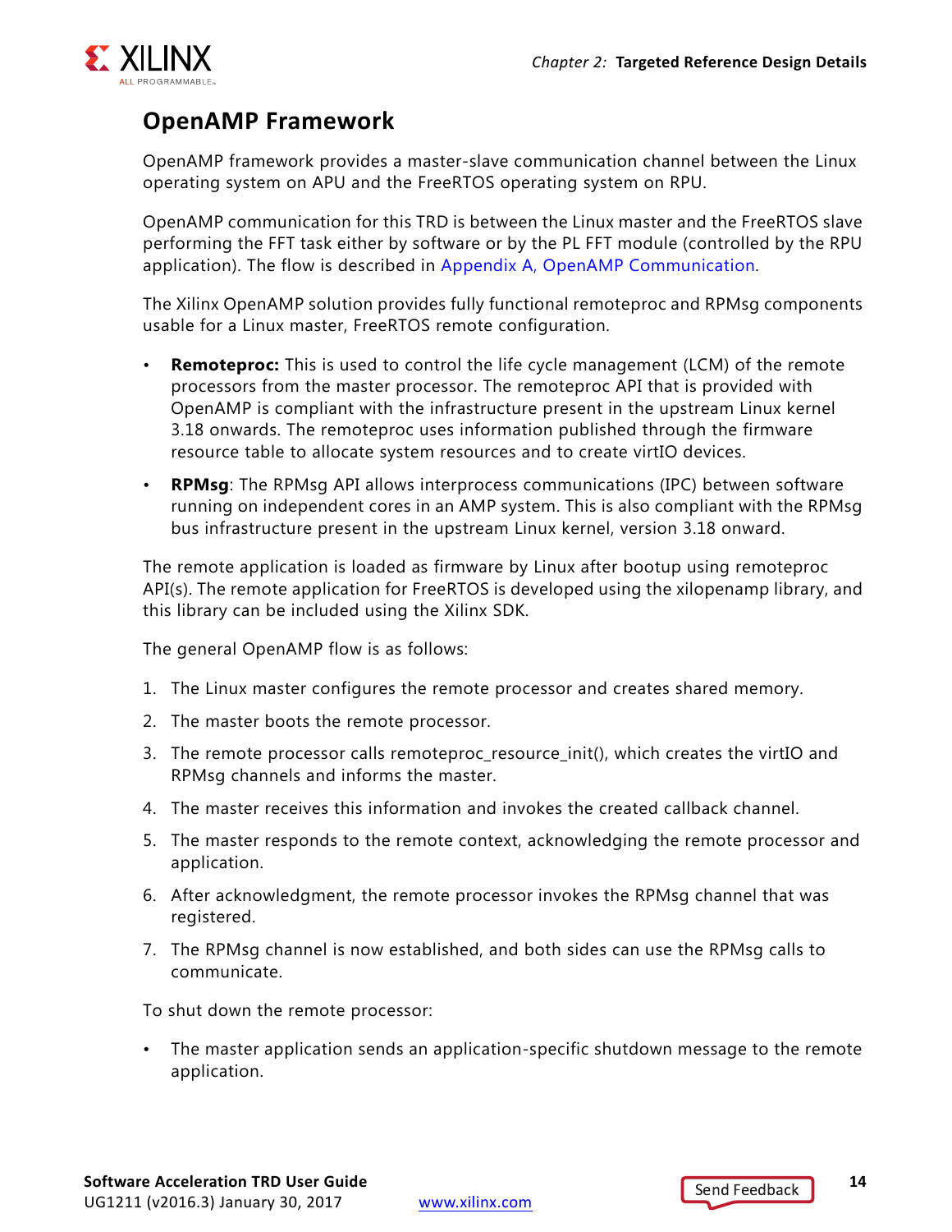## OpenAMP Framework

OpenAMP framework provides a master-slave communication channel between the Linux operating system on APU and the FreeRTOS operating system on RPU.

OpenAMP communication for this TRD is between the Linux master and the FreeRTOS slave performing the FFT task either by software or by the PL FFT module (controlled by the RPU application). The flow is described in Appendix A, OpenAMP Communication.

The Xilinx OpenAMP solution provides fully functional remoteproc and RPMsg components usable for a Linux master, FreeRTOS remote configuration.

- **Remoteproc:** This is used to control the life cycle management (LCM) of the remote processors from the master processor. The remoteproc API that is provided with OpenAMP is compliant with the infrastructure present in the upstream Linux kernel 3.18 onwards. The remoteproc uses information published through the firmware resource table to allocate system resources and to create virtIO devices.
- **RPMsg**: The RPMsg API allows interprocess communications (IPC) between software running on independent cores in an AMP system. This is also compliant with the RPMsg bus infrastructure present in the upstream Linux kernel, version 3.18 onward.

The remote application is loaded as firmware by Linux after bootup using remoteproc API(s). The remote application for FreeRTOS is developed using the xilopenamp library, and this library can be included using the Xilinx SDK.

The general OpenAMP flow is as follows:

1. The Linux master configures the remote processor and creates shared memory.
2. The master boots the remote processor.
3. The remote processor calls remoteproc_resource_init(), which creates the virtIO and RPMsg channels and informs the master.
4. The master receives this information and invokes the created callback channel.
5. The master responds to the remote context, acknowledging the remote processor and application.
6. After acknowledgment, the remote processor invokes the RPMsg channel that was registered.
7. The RPMsg channel is now established, and both sides can use the RPMsg calls to communicate.

To shut down the remote processor:

- The master application sends an application-specific shutdown message to the remote application.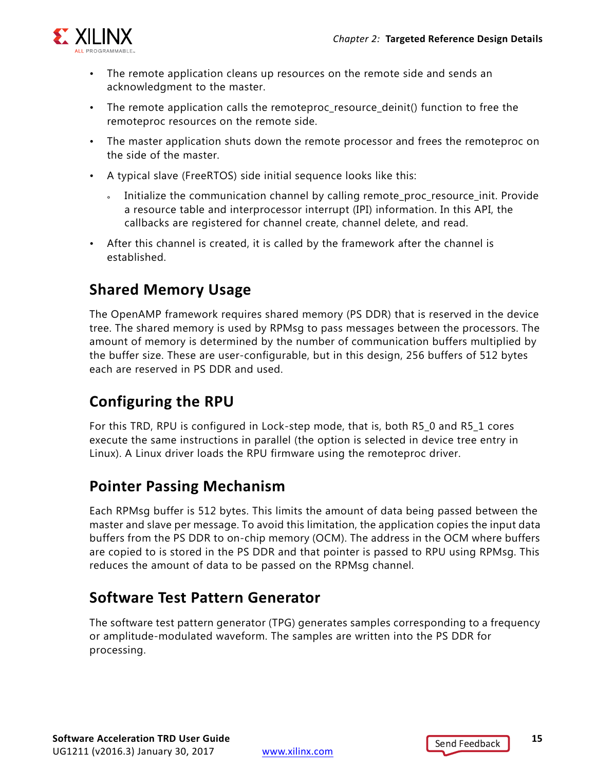- The remote application cleans up resources on the remote side and sends an acknowledgment to the master.
- The remote application calls the remoteproc_resource_deinit() function to free the remoteproc resources on the remote side.
- The master application shuts down the remote processor and frees the remoteproc on the side of the master.
- A typical slave (FreeRTOS) side initial sequence looks like this:
  - Initialize the communication channel by calling remote_proc_resource_init. Provide a resource table and interprocessor interrupt (IPI) information. In this API, the callbacks are registered for channel create, channel delete, and read.
- After this channel is created, it is called by the framework after the channel is established.

## Shared Memory Usage

The OpenAMP framework requires shared memory (PS DDR) that is reserved in the device tree. The shared memory is used by RPMsg to pass messages between the processors. The amount of memory is determined by the number of communication buffers multiplied by the buffer size. These are user-configurable, but in this design, 256 buffers of 512 bytes each are reserved in PS DDR and used.

## Configuring the RPU

For this TRD, RPU is configured in Lock-step mode, that is, both R5_0 and R5_1 cores execute the same instructions in parallel (the option is selected in device tree entry in Linux). A Linux driver loads the RPU firmware using the remoteproc driver.

## Pointer Passing Mechanism

Each RPMsg buffer is 512 bytes. This limits the amount of data being passed between the master and slave per message. To avoid this limitation, the application copies the input data buffers from the PS DDR to on-chip memory (OCM). The address in the OCM where buffers are copied to is stored in the PS DDR and that pointer is passed to RPU using RPMsg. This reduces the amount of data to be passed on the RPMsg channel.

## Software Test Pattern Generator

The software test pattern generator (TPG) generates samples corresponding to a frequency or amplitude-modulated waveform. The samples are written into the PS DDR for processing.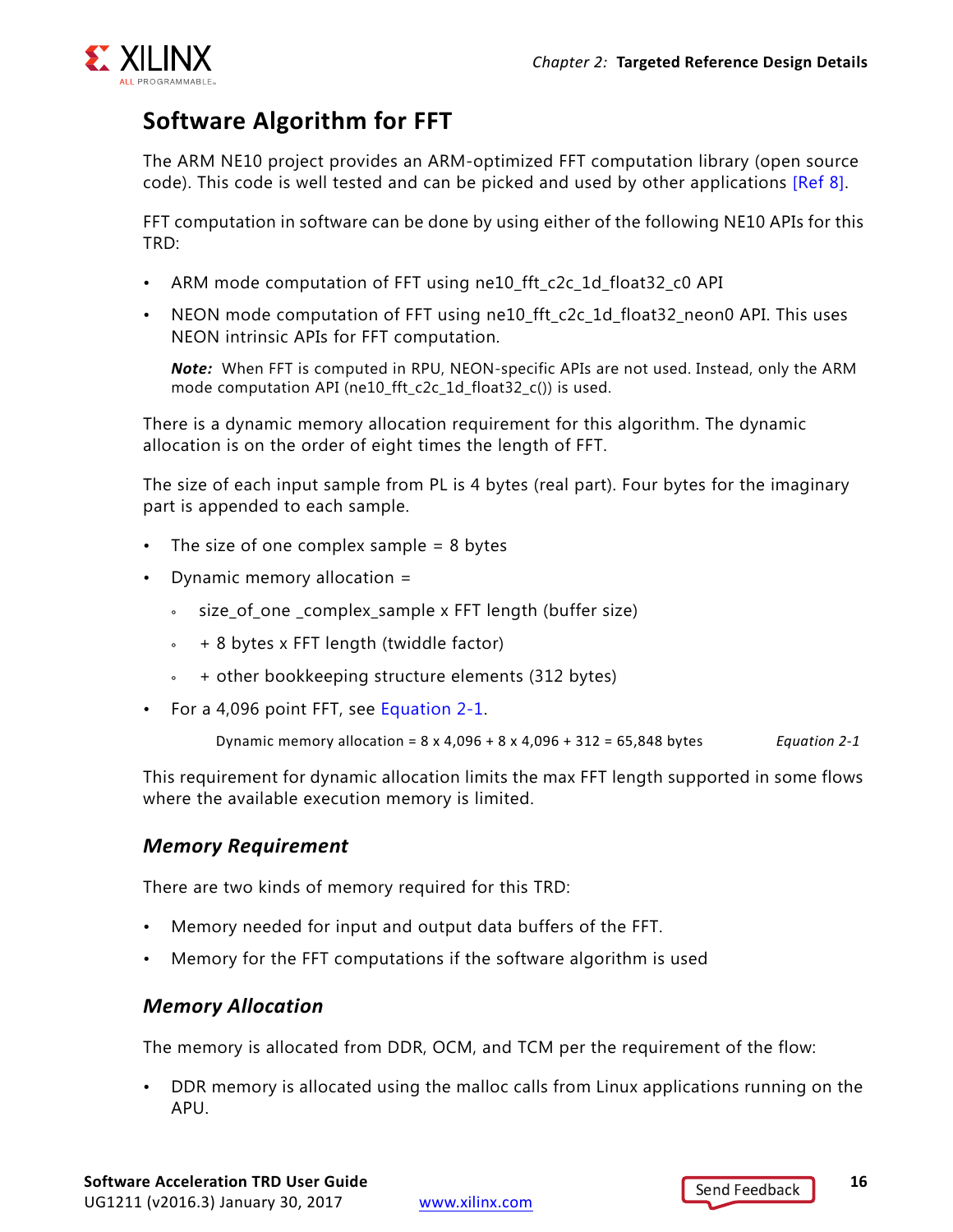## Software Algorithm for FFT

The ARM NE10 project provides an ARM-optimized FFT computation library (open source code). This code is well tested and can be picked and used by other applications [Ref 8].

FFT computation in software can be done by using either of the following NE10 APIs for this TRD:

- ARM mode computation of FFT using ne10_fft_c2c_1d_float32_c0 API
- NEON mode computation of FFT using ne10_fft_c2c_1d_float32_neon0 API. This uses NEON intrinsic APIs for FFT computation.

  ***Note:*** When FFT is computed in RPU, NEON-specific APIs are not used. Instead, only the ARM mode computation API (ne10_fft_c2c_1d_float32_c()) is used.

There is a dynamic memory allocation requirement for this algorithm. The dynamic allocation is on the order of eight times the length of FFT.

The size of each input sample from PL is 4 bytes (real part). Four bytes for the imaginary part is appended to each sample.

- The size of one complex sample = 8 bytes
- Dynamic memory allocation =
  - size_of_one _complex_sample x FFT length (buffer size)
  - + 8 bytes x FFT length (twiddle factor)
  - + other bookkeeping structure elements (312 bytes)
- For a 4,096 point FFT, see Equation 2-1.

$$\text{Dynamic memory allocation} = 8 \times 4{,}096 + 8 \times 4{,}096 + 312 = 65{,}848 \text{ bytes} \quad \textit{Equation 2-1}$$

This requirement for dynamic allocation limits the max FFT length supported in some flows where the available execution memory is limited.

### *Memory Requirement*

There are two kinds of memory required for this TRD:

- Memory needed for input and output data buffers of the FFT.
- Memory for the FFT computations if the software algorithm is used

### *Memory Allocation*

The memory is allocated from DDR, OCM, and TCM per the requirement of the flow:

- DDR memory is allocated using the malloc calls from Linux applications running on the APU.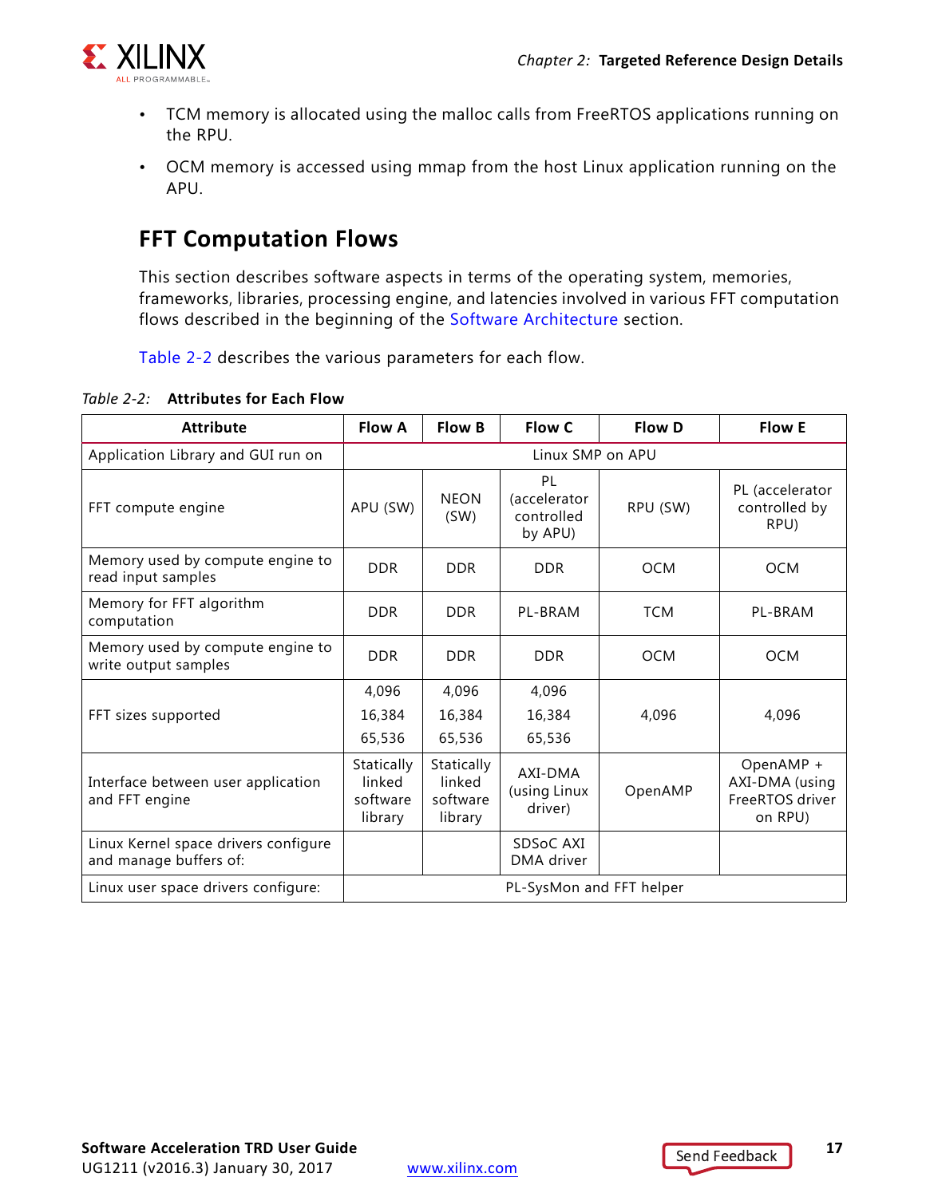- TCM memory is allocated using the malloc calls from FreeRTOS applications running on the RPU.
- OCM memory is accessed using mmap from the host Linux application running on the APU.

## FFT Computation Flows

This section describes software aspects in terms of the operating system, memories, frameworks, libraries, processing engine, and latencies involved in various FFT computation flows described in the beginning of the Software Architecture section.

Table 2-2 describes the various parameters for each flow.

*Table 2-2:* **Attributes for Each Flow**

| Attribute | Flow A | Flow B | Flow C | Flow D | Flow E |
|---|---|---|---|---|---|
| Application Library and GUI run on | Linux SMP on APU | | | | |
| FFT compute engine | APU (SW) | NEON (SW) | PL (accelerator controlled by APU) | RPU (SW) | PL (accelerator controlled by RPU) |
| Memory used by compute engine to read input samples | DDR | DDR | DDR | OCM | OCM |
| Memory for FFT algorithm computation | DDR | DDR | PL-BRAM | TCM | PL-BRAM |
| Memory used by compute engine to write output samples | DDR | DDR | DDR | OCM | OCM |
| FFT sizes supported | 4,096<br>16,384<br>65,536 | 4,096<br>16,384<br>65,536 | 4,096<br>16,384<br>65,536 | 4,096 | 4,096 |
| Interface between user application and FFT engine | Statically linked software library | Statically linked software library | AXI-DMA (using Linux driver) | OpenAMP | OpenAMP + AXI-DMA (using FreeRTOS driver on RPU) |
| Linux Kernel space drivers configure and manage buffers of: | | | SDSoC AXI DMA driver | | |
| Linux user space drivers configure: | PL-SysMon and FFT helper | | | | |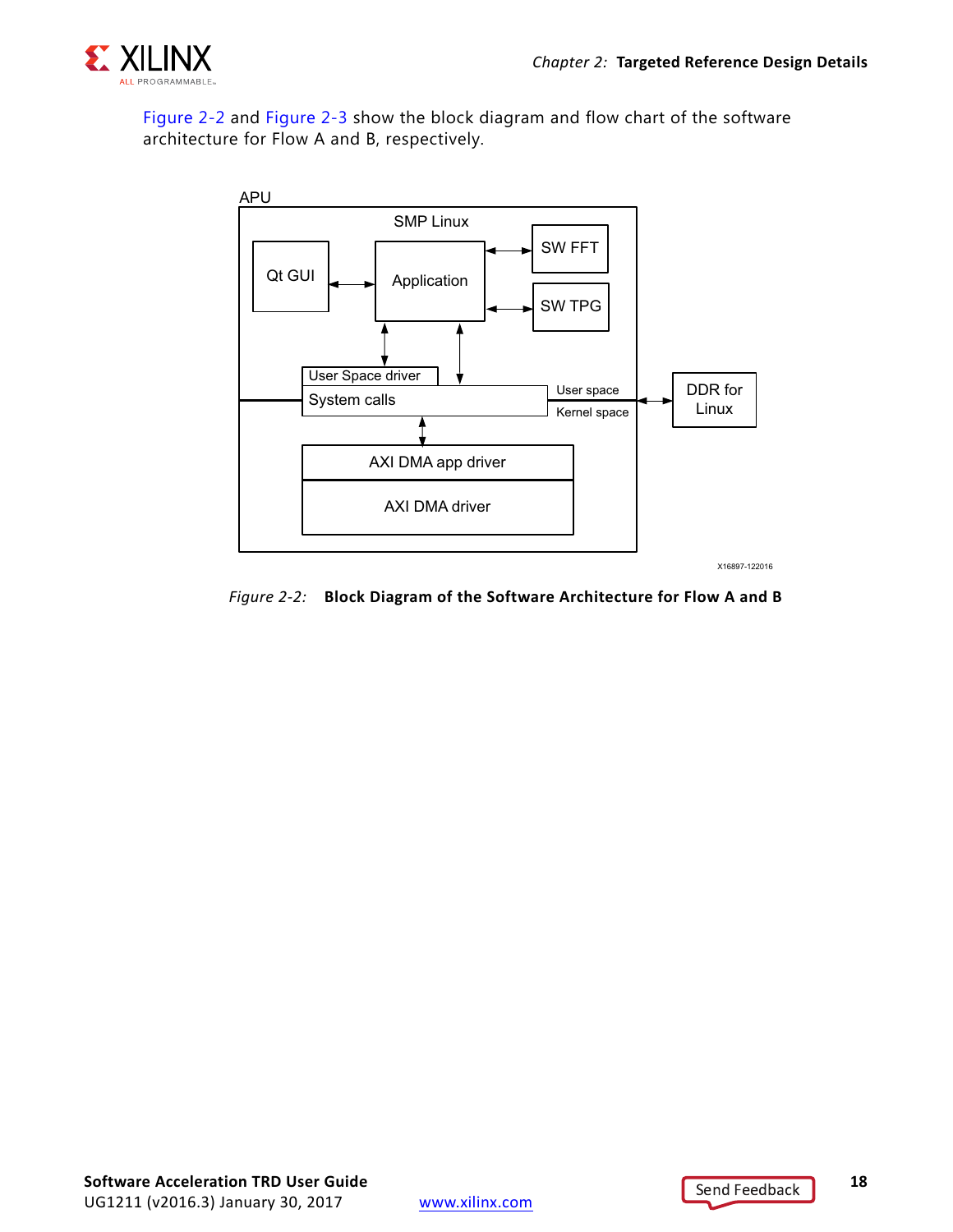Figure 2-2 and Figure 2-3 show the block diagram and flow chart of the software architecture for Flow A and B, respectively.

*Figure 2-2:* **Block Diagram of the Software Architecture for Flow A and B**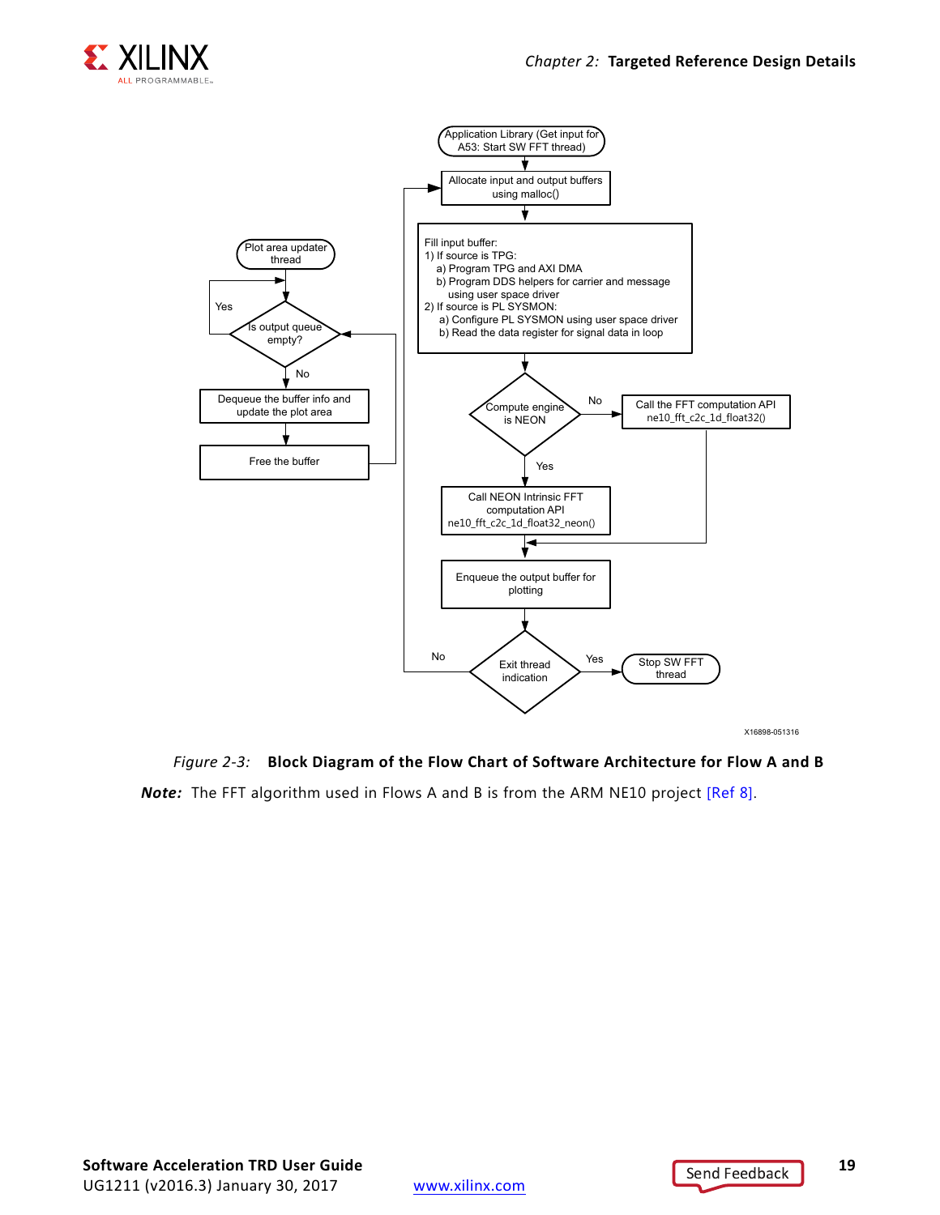Figure 2-3: **Block Diagram of the Flow Chart of Software Architecture for Flow A and B**

***Note:*** The FFT algorithm used in Flows A and B is from the ARM NE10 project [Ref 8].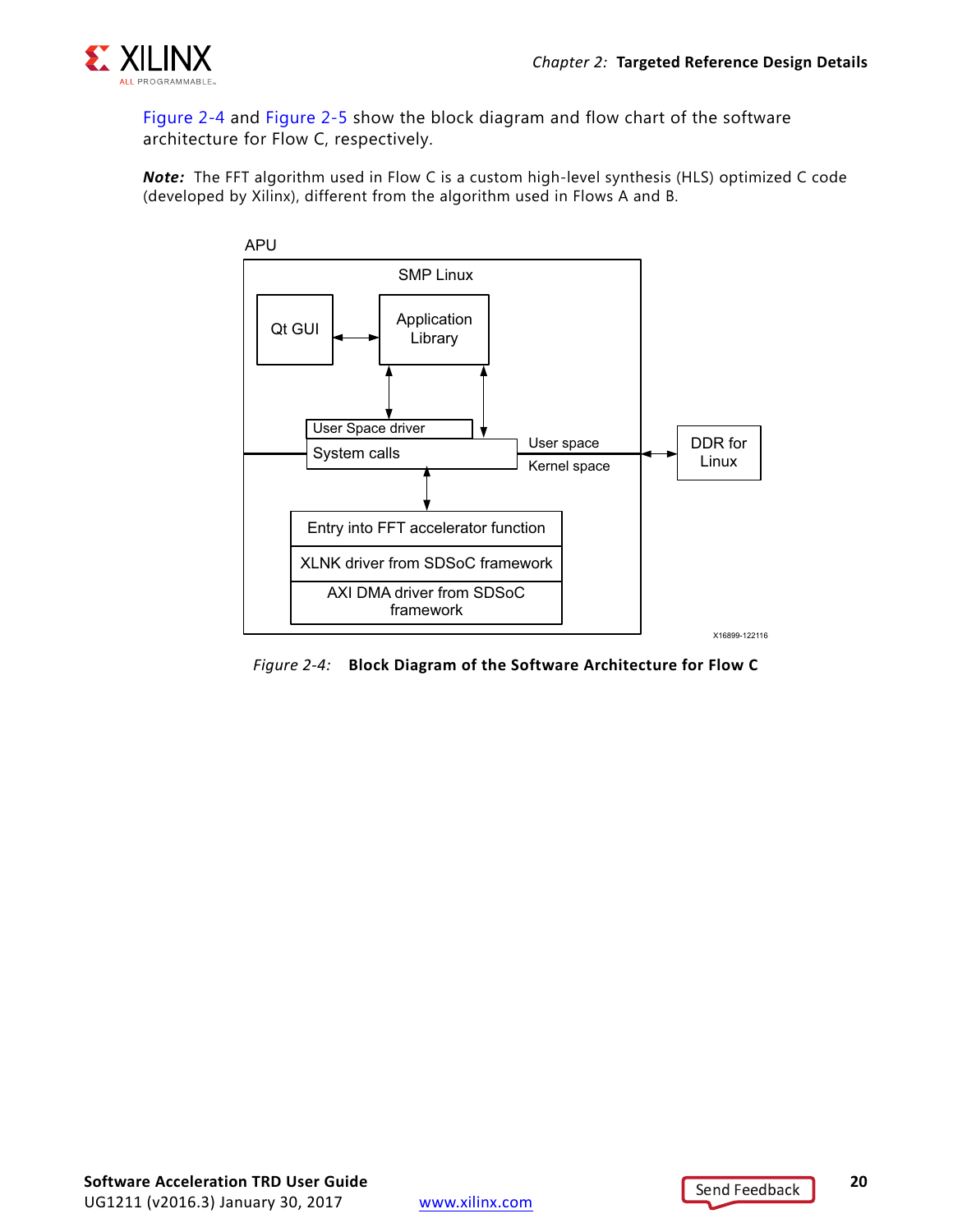Figure 2-4 and Figure 2-5 show the block diagram and flow chart of the software architecture for Flow C, respectively.

***Note:*** The FFT algorithm used in Flow C is a custom high-level synthesis (HLS) optimized C code (developed by Xilinx), different from the algorithm used in Flows A and B.

*Figure 2-4:* **Block Diagram of the Software Architecture for Flow C**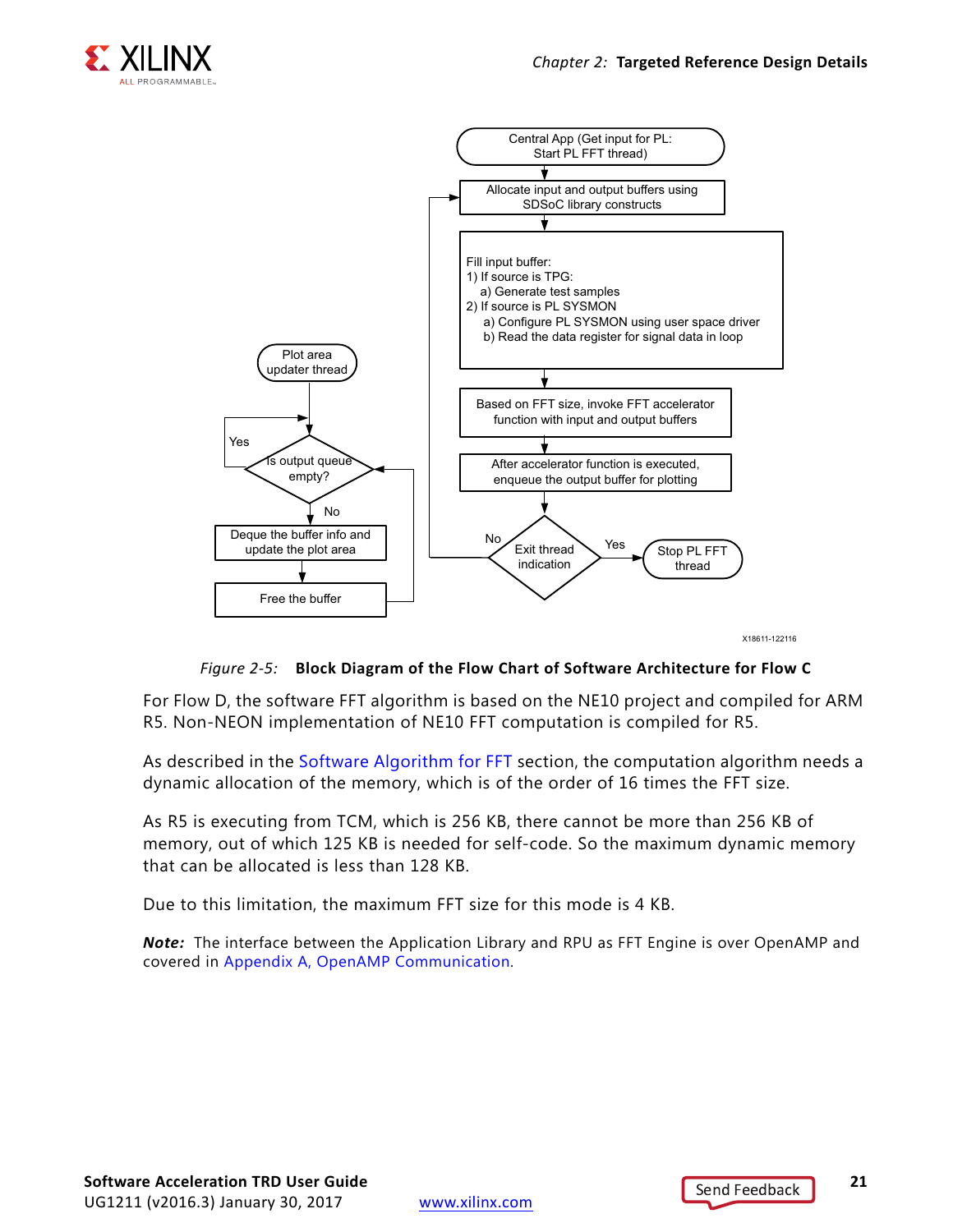*Figure 2-5:* **Block Diagram of the Flow Chart of Software Architecture for Flow C**

For Flow D, the software FFT algorithm is based on the NE10 project and compiled for ARM R5. Non-NEON implementation of NE10 FFT computation is compiled for R5.

As described in the Software Algorithm for FFT section, the computation algorithm needs a dynamic allocation of the memory, which is of the order of 16 times the FFT size.

As R5 is executing from TCM, which is 256 KB, there cannot be more than 256 KB of memory, out of which 125 KB is needed for self-code. So the maximum dynamic memory that can be allocated is less than 128 KB.

Due to this limitation, the maximum FFT size for this mode is 4 KB.

***Note:*** The interface between the Application Library and RPU as FFT Engine is over OpenAMP and covered in Appendix A, OpenAMP Communication.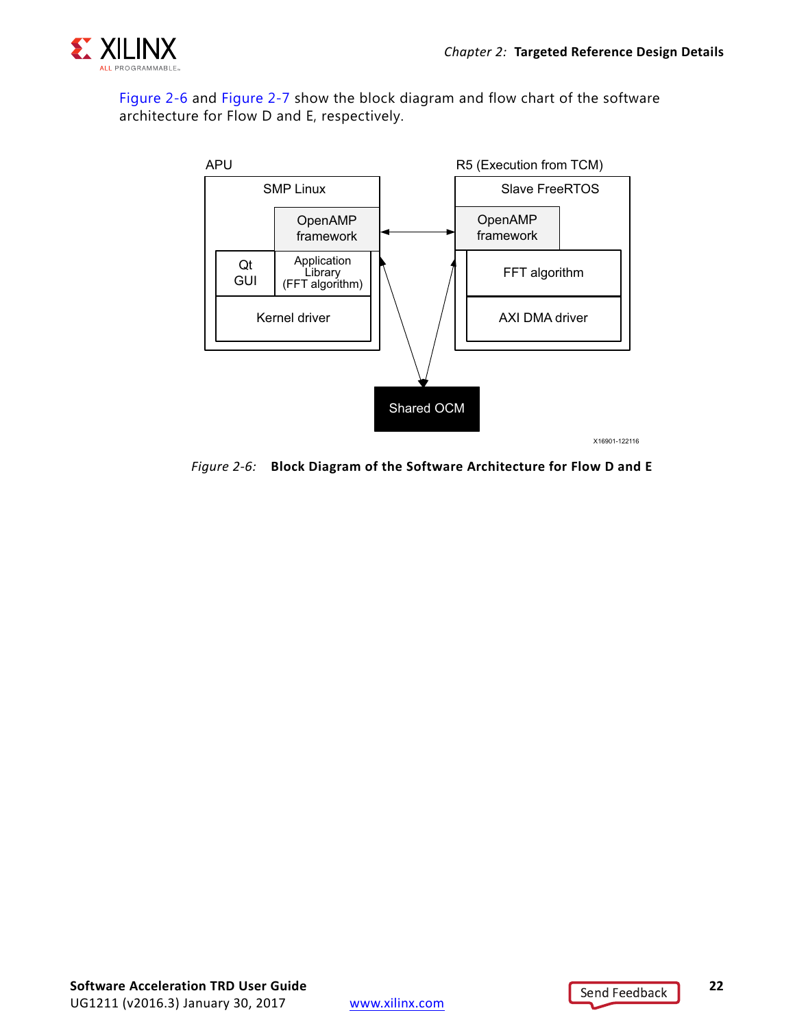Figure 2-6 and Figure 2-7 show the block diagram and flow chart of the software architecture for Flow D and E, respectively.

APU

SMP Linux

OpenAMP framework

Qt GUI

Application Library (FFT algorithm)

Kernel driver

R5 (Execution from TCM)

Slave FreeRTOS

OpenAMP framework

FFT algorithm

AXI DMA driver

Shared OCM

X16901-122116

*Figure 2-6:* **Block Diagram of the Software Architecture for Flow D and E**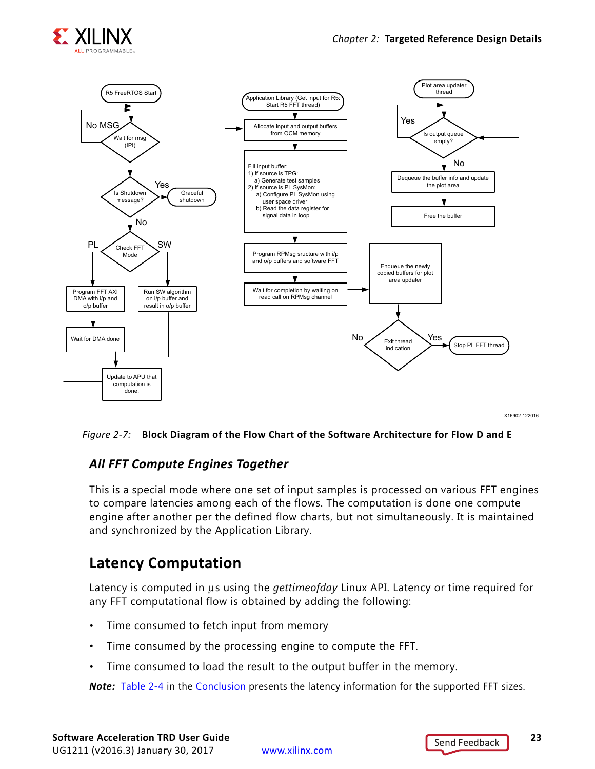Figure 2-7: **Block Diagram of the Flow Chart of the Software Architecture for Flow D and E**

### *All FFT Compute Engines Together*

This is a special mode where one set of input samples is processed on various FFT engines to compare latencies among each of the flows. The computation is done one compute engine after another per the defined flow charts, but not simultaneously. It is maintained and synchronized by the Application Library.

## Latency Computation

Latency is computed in µs using the *gettimeofday* Linux API. Latency or time required for any FFT computational flow is obtained by adding the following:

- Time consumed to fetch input from memory
- Time consumed by the processing engine to compute the FFT.
- Time consumed to load the result to the output buffer in the memory.

***Note:*** Table 2-4 in the Conclusion presents the latency information for the supported FFT sizes.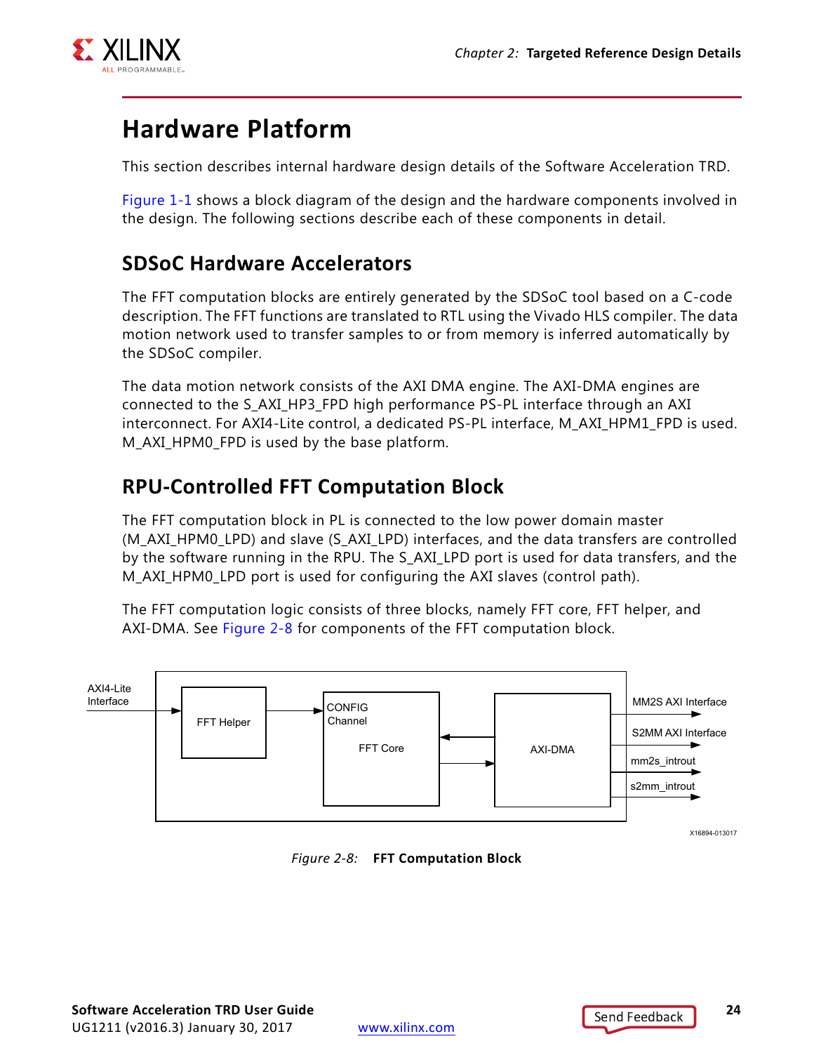## Hardware Platform

This section describes internal hardware design details of the Software Acceleration TRD.

Figure 1-1 shows a block diagram of the design and the hardware components involved in the design. The following sections describe each of these components in detail.

### SDSoC Hardware Accelerators

The FFT computation blocks are entirely generated by the SDSoC tool based on a C-code description. The FFT functions are translated to RTL using the Vivado HLS compiler. The data motion network used to transfer samples to or from memory is inferred automatically by the SDSoC compiler.

The data motion network consists of the AXI DMA engine. The AXI-DMA engines are connected to the S_AXI_HP3_FPD high performance PS-PL interface through an AXI interconnect. For AXI4-Lite control, a dedicated PS-PL interface, M_AXI_HPM1_FPD is used. M_AXI_HPM0_FPD is used by the base platform.

### RPU-Controlled FFT Computation Block

The FFT computation block in PL is connected to the low power domain master (M_AXI_HPM0_LPD) and slave (S_AXI_LPD) interfaces, and the data transfers are controlled by the software running in the RPU. The S_AXI_LPD port is used for data transfers, and the M_AXI_HPM0_LPD port is used for configuring the AXI slaves (control path).

The FFT computation logic consists of three blocks, namely FFT core, FFT helper, and AXI-DMA. See Figure 2-8 for components of the FFT computation block.

*Figure 2-8:* **FFT Computation Block**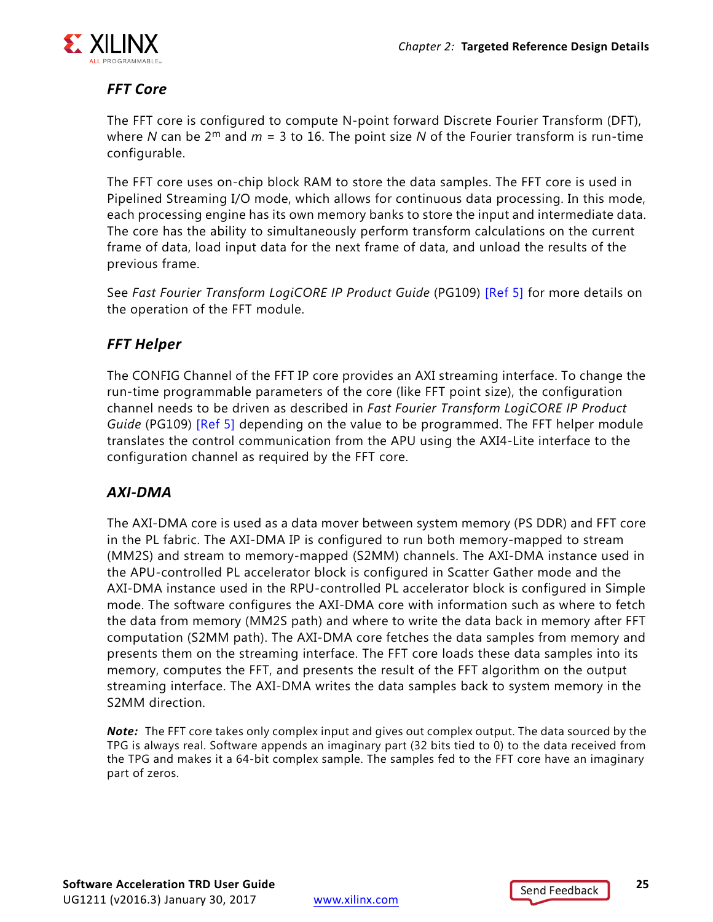### *FFT Core*

The FFT core is configured to compute N-point forward Discrete Fourier Transform (DFT), where $N$ can be $2^m$ and $m$ = 3 to 16. The point size $N$ of the Fourier transform is run-time configurable.

The FFT core uses on-chip block RAM to store the data samples. The FFT core is used in Pipelined Streaming I/O mode, which allows for continuous data processing. In this mode, each processing engine has its own memory banks to store the input and intermediate data. The core has the ability to simultaneously perform transform calculations on the current frame of data, load input data for the next frame of data, and unload the results of the previous frame.

See *Fast Fourier Transform LogiCORE IP Product Guide* (PG109) [Ref 5] for more details on the operation of the FFT module.

### *FFT Helper*

The CONFIG Channel of the FFT IP core provides an AXI streaming interface. To change the run-time programmable parameters of the core (like FFT point size), the configuration channel needs to be driven as described in *Fast Fourier Transform LogiCORE IP Product Guide* (PG109) [Ref 5] depending on the value to be programmed. The FFT helper module translates the control communication from the APU using the AXI4-Lite interface to the configuration channel as required by the FFT core.

### *AXI-DMA*

The AXI-DMA core is used as a data mover between system memory (PS DDR) and FFT core in the PL fabric. The AXI-DMA IP is configured to run both memory-mapped to stream (MM2S) and stream to memory-mapped (S2MM) channels. The AXI-DMA instance used in the APU-controlled PL accelerator block is configured in Scatter Gather mode and the AXI-DMA instance used in the RPU-controlled PL accelerator block is configured in Simple mode. The software configures the AXI-DMA core with information such as where to fetch the data from memory (MM2S path) and where to write the data back in memory after FFT computation (S2MM path). The AXI-DMA core fetches the data samples from memory and presents them on the streaming interface. The FFT core loads these data samples into its memory, computes the FFT, and presents the result of the FFT algorithm on the output streaming interface. The AXI-DMA writes the data samples back to system memory in the S2MM direction.

***Note:*** The FFT core takes only complex input and gives out complex output. The data sourced by the TPG is always real. Software appends an imaginary part (32 bits tied to 0) to the data received from the TPG and makes it a 64-bit complex sample. The samples fed to the FFT core have an imaginary part of zeros.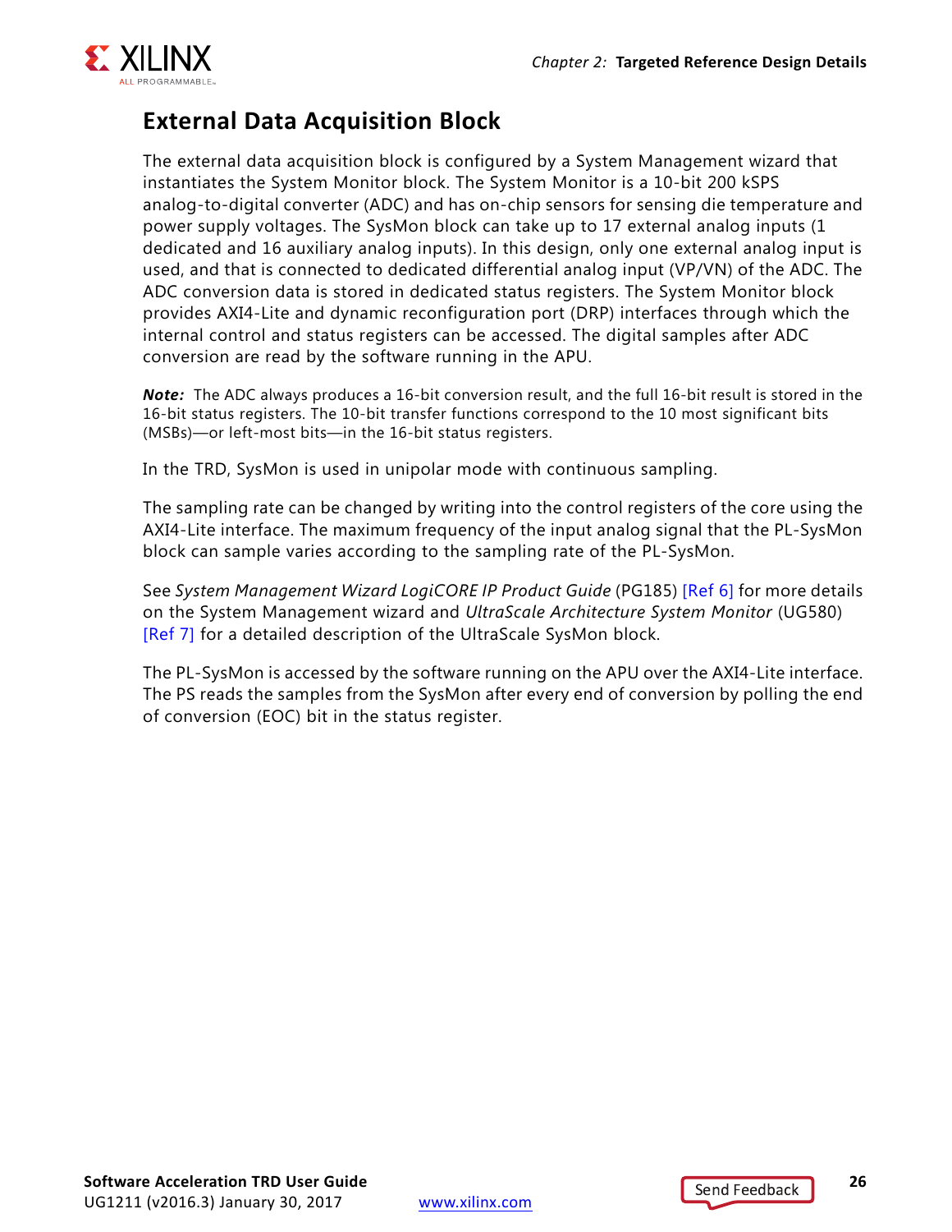## External Data Acquisition Block

The external data acquisition block is configured by a System Management wizard that instantiates the System Monitor block. The System Monitor is a 10-bit 200 kSPS analog-to-digital converter (ADC) and has on-chip sensors for sensing die temperature and power supply voltages. The SysMon block can take up to 17 external analog inputs (1 dedicated and 16 auxiliary analog inputs). In this design, only one external analog input is used, and that is connected to dedicated differential analog input (VP/VN) of the ADC. The ADC conversion data is stored in dedicated status registers. The System Monitor block provides AXI4-Lite and dynamic reconfiguration port (DRP) interfaces through which the internal control and status registers can be accessed. The digital samples after ADC conversion are read by the software running in the APU.

***Note:*** The ADC always produces a 16-bit conversion result, and the full 16-bit result is stored in the 16-bit status registers. The 10-bit transfer functions correspond to the 10 most significant bits (MSBs)—or left-most bits—in the 16-bit status registers.

In the TRD, SysMon is used in unipolar mode with continuous sampling.

The sampling rate can be changed by writing into the control registers of the core using the AXI4-Lite interface. The maximum frequency of the input analog signal that the PL-SysMon block can sample varies according to the sampling rate of the PL-SysMon.

See *System Management Wizard LogiCORE IP Product Guide* (PG185) [Ref 6] for more details on the System Management wizard and *UltraScale Architecture System Monitor* (UG580) [Ref 7] for a detailed description of the UltraScale SysMon block.

The PL-SysMon is accessed by the software running on the APU over the AXI4-Lite interface. The PS reads the samples from the SysMon after every end of conversion by polling the end of conversion (EOC) bit in the status register.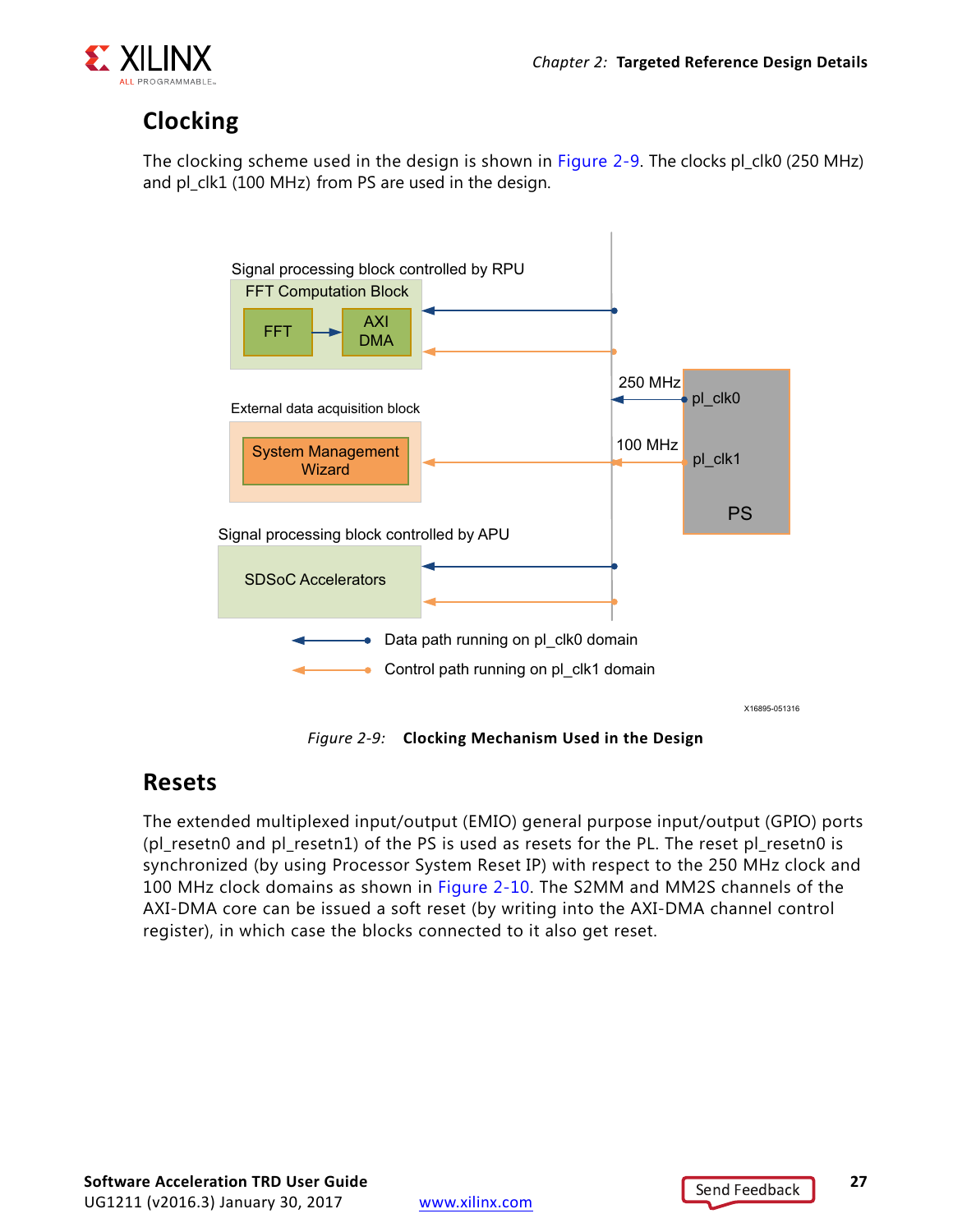## Clocking

The clocking scheme used in the design is shown in Figure 2-9. The clocks pl_clk0 (250 MHz) and pl_clk1 (100 MHz) from PS are used in the design.

*Figure 2-9:* **Clocking Mechanism Used in the Design**

## Resets

The extended multiplexed input/output (EMIO) general purpose input/output (GPIO) ports (pl_resetn0 and pl_resetn1) of the PS is used as resets for the PL. The reset pl_resetn0 is synchronized (by using Processor System Reset IP) with respect to the 250 MHz clock and 100 MHz clock domains as shown in Figure 2-10. The S2MM and MM2S channels of the AXI-DMA core can be issued a soft reset (by writing into the AXI-DMA channel control register), in which case the blocks connected to it also get reset.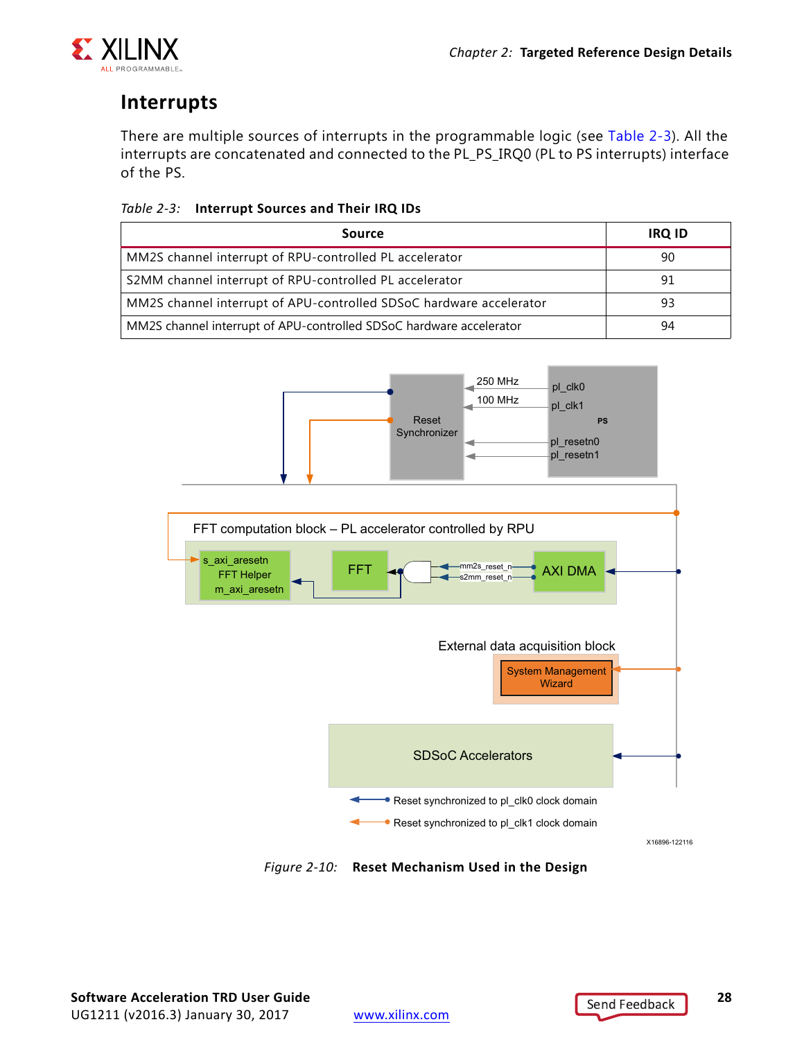## Interrupts

There are multiple sources of interrupts in the programmable logic (see Table 2-3). All the interrupts are concatenated and connected to the PL_PS_IRQ0 (PL to PS interrupts) interface of the PS.

*Table 2-3:* **Interrupt Sources and Their IRQ IDs**

| Source | IRQ ID |
|---|---|
| MM2S channel interrupt of RPU-controlled PL accelerator | 90 |
| S2MM channel interrupt of RPU-controlled PL accelerator | 91 |
| MM2S channel interrupt of APU-controlled SDSoC hardware accelerator | 93 |
| MM2S channel interrupt of APU-controlled SDSoC hardware accelerator | 94 |

*Figure 2-10:* **Reset Mechanism Used in the Design**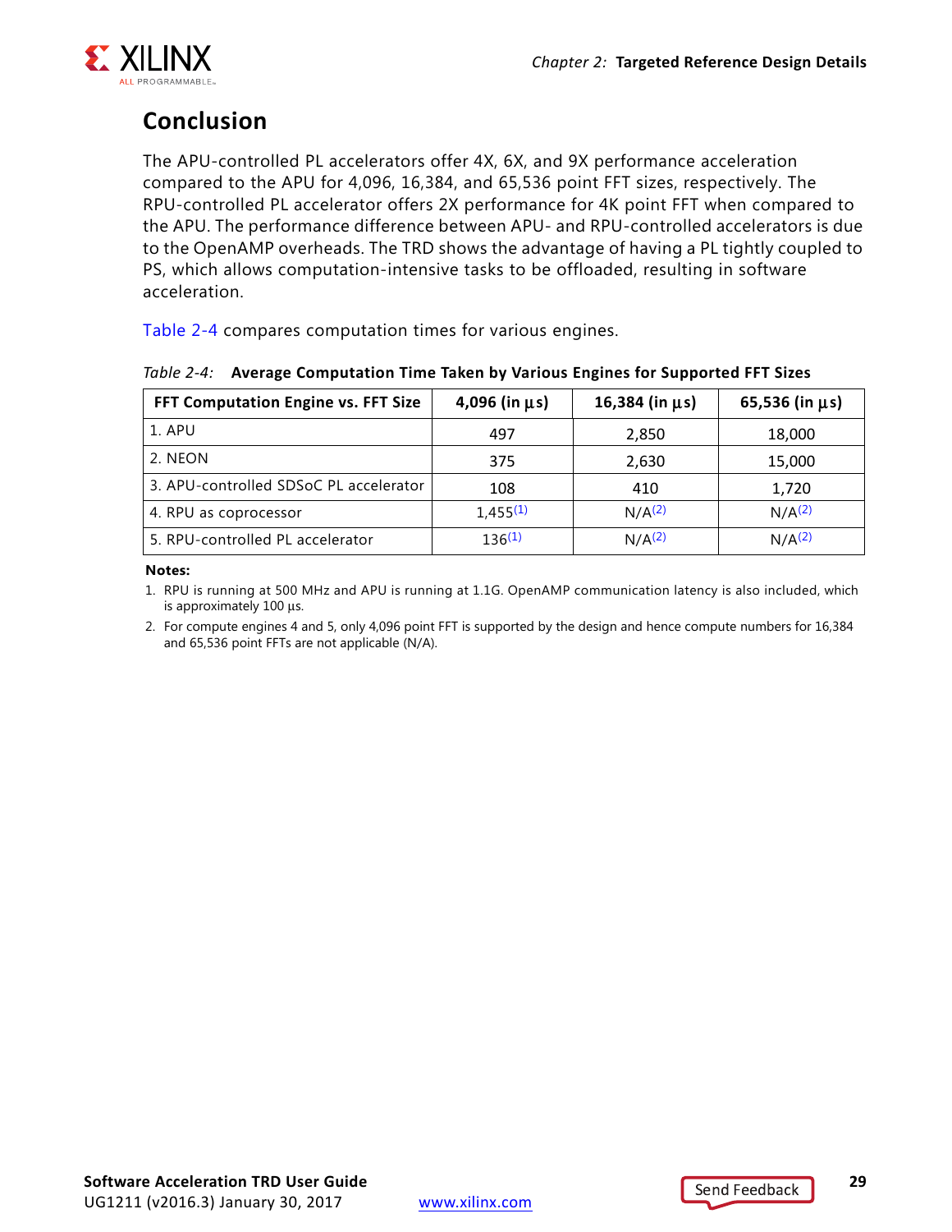## Conclusion

The APU-controlled PL accelerators offer 4X, 6X, and 9X performance acceleration compared to the APU for 4,096, 16,384, and 65,536 point FFT sizes, respectively. The RPU-controlled PL accelerator offers 2X performance for 4K point FFT when compared to the APU. The performance difference between APU- and RPU-controlled accelerators is due to the OpenAMP overheads. The TRD shows the advantage of having a PL tightly coupled to PS, which allows computation-intensive tasks to be offloaded, resulting in software acceleration.

Table 2-4 compares computation times for various engines.

*Table 2-4:* **Average Computation Time Taken by Various Engines for Supported FFT Sizes**

| FFT Computation Engine vs. FFT Size | 4,096 (in µs) | 16,384 (in µs) | 65,536 (in µs) |
|---|---|---|---|
| 1. APU | 497 | 2,850 | 18,000 |
| 2. NEON | 375 | 2,630 | 15,000 |
| 3. APU-controlled SDSoC PL accelerator | 108 | 410 | 1,720 |
| 4. RPU as coprocessor | 1,455(1) | N/A(2) | N/A(2) |
| 5. RPU-controlled PL accelerator | 136(1) | N/A(2) | N/A(2) |

**Notes:**

1. RPU is running at 500 MHz and APU is running at 1.1G. OpenAMP communication latency is also included, which is approximately 100 µs.
2. For compute engines 4 and 5, only 4,096 point FFT is supported by the design and hence compute numbers for 16,384 and 65,536 point FFTs are not applicable (N/A).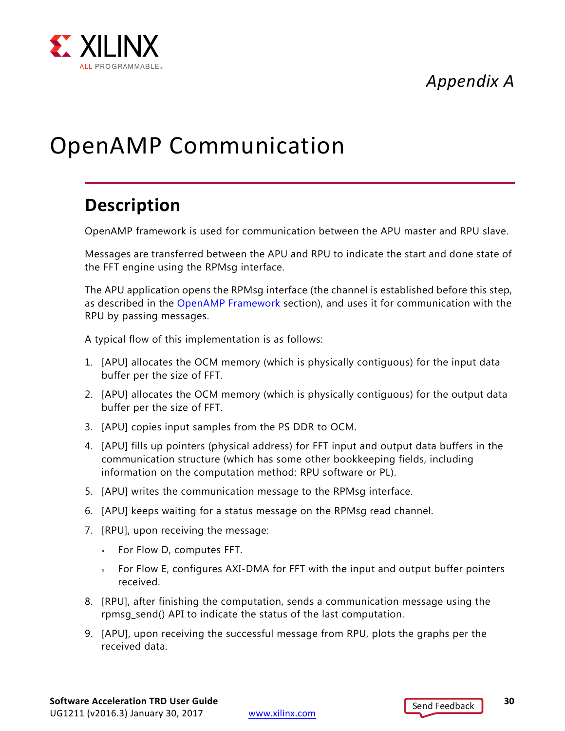*Appendix A*

# OpenAMP Communication

## Description

OpenAMP framework is used for communication between the APU master and RPU slave.

Messages are transferred between the APU and RPU to indicate the start and done state of the FFT engine using the RPMsg interface.

The APU application opens the RPMsg interface (the channel is established before this step, as described in the OpenAMP Framework section), and uses it for communication with the RPU by passing messages.

A typical flow of this implementation is as follows:

1. [APU] allocates the OCM memory (which is physically contiguous) for the input data buffer per the size of FFT.
2. [APU] allocates the OCM memory (which is physically contiguous) for the output data buffer per the size of FFT.
3. [APU] copies input samples from the PS DDR to OCM.
4. [APU] fills up pointers (physical address) for FFT input and output data buffers in the communication structure (which has some other bookkeeping fields, including information on the computation method: RPU software or PL).
5. [APU] writes the communication message to the RPMsg interface.
6. [APU] keeps waiting for a status message on the RPMsg read channel.
7. [RPU], upon receiving the message:
   - For Flow D, computes FFT.
   - For Flow E, configures AXI-DMA for FFT with the input and output buffer pointers received.
8. [RPU], after finishing the computation, sends a communication message using the rpmsg_send() API to indicate the status of the last computation.
9. [APU], upon receiving the successful message from RPU, plots the graphs per the received data.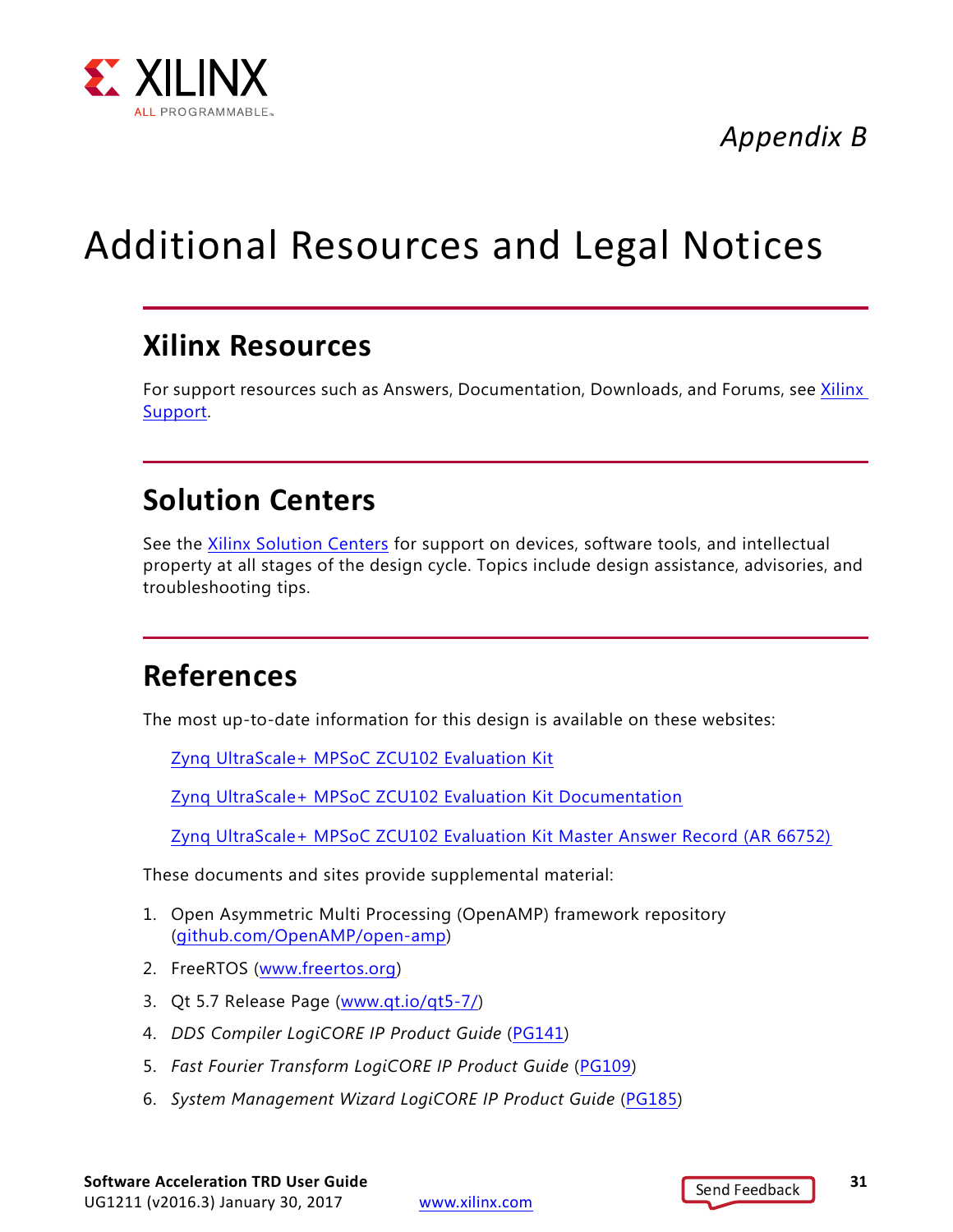*Appendix B*

# Additional Resources and Legal Notices

## Xilinx Resources

For support resources such as Answers, Documentation, Downloads, and Forums, see Xilinx Support.

## Solution Centers

See the Xilinx Solution Centers for support on devices, software tools, and intellectual property at all stages of the design cycle. Topics include design assistance, advisories, and troubleshooting tips.

## References

The most up-to-date information for this design is available on these websites:

Zynq UltraScale+ MPSoC ZCU102 Evaluation Kit

Zynq UltraScale+ MPSoC ZCU102 Evaluation Kit Documentation

Zynq UltraScale+ MPSoC ZCU102 Evaluation Kit Master Answer Record (AR 66752)

These documents and sites provide supplemental material:

1. Open Asymmetric Multi Processing (OpenAMP) framework repository (github.com/OpenAMP/open-amp)
2. FreeRTOS (www.freertos.org)
3. Qt 5.7 Release Page (www.qt.io/qt5-7/)
4. *DDS Compiler LogiCORE IP Product Guide* (PG141)
5. *Fast Fourier Transform LogiCORE IP Product Guide* (PG109)
6. *System Management Wizard LogiCORE IP Product Guide* (PG185)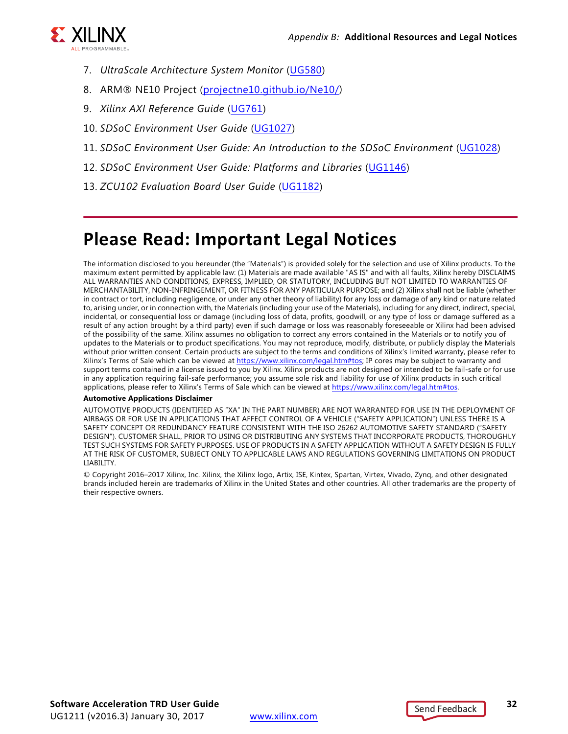7. *UltraScale Architecture System Monitor* (UG580)
8. ARM® NE10 Project (projectne10.github.io/Ne10/)
9. *Xilinx AXI Reference Guide* (UG761)
10. *SDSoC Environment User Guide* (UG1027)
11. *SDSoC Environment User Guide: An Introduction to the SDSoC Environment* (UG1028)
12. *SDSoC Environment User Guide: Platforms and Libraries* (UG1146)
13. *ZCU102 Evaluation Board User Guide* (UG1182)

## Please Read: Important Legal Notices

The information disclosed to you hereunder (the "Materials") is provided solely for the selection and use of Xilinx products. To the maximum extent permitted by applicable law: (1) Materials are made available "AS IS" and with all faults, Xilinx hereby DISCLAIMS ALL WARRANTIES AND CONDITIONS, EXPRESS, IMPLIED, OR STATUTORY, INCLUDING BUT NOT LIMITED TO WARRANTIES OF MERCHANTABILITY, NON-INFRINGEMENT, OR FITNESS FOR ANY PARTICULAR PURPOSE; and (2) Xilinx shall not be liable (whether in contract or tort, including negligence, or under any other theory of liability) for any loss or damage of any kind or nature related to, arising under, or in connection with, the Materials (including your use of the Materials), including for any direct, indirect, special, incidental, or consequential loss or damage (including loss of data, profits, goodwill, or any type of loss or damage suffered as a result of any action brought by a third party) even if such damage or loss was reasonably foreseeable or Xilinx had been advised of the possibility of the same. Xilinx assumes no obligation to correct any errors contained in the Materials or to notify you of updates to the Materials or to product specifications. You may not reproduce, modify, distribute, or publicly display the Materials without prior written consent. Certain products are subject to the terms and conditions of Xilinx's limited warranty, please refer to Xilinx's Terms of Sale which can be viewed at https://www.xilinx.com/legal.htm#tos; IP cores may be subject to warranty and support terms contained in a license issued to you by Xilinx. Xilinx products are not designed or intended to be fail-safe or for use in any application requiring fail-safe performance; you assume sole risk and liability for use of Xilinx products in such critical applications, please refer to Xilinx's Terms of Sale which can be viewed at https://www.xilinx.com/legal.htm#tos.

**Automotive Applications Disclaimer**

AUTOMOTIVE PRODUCTS (IDENTIFIED AS "XA" IN THE PART NUMBER) ARE NOT WARRANTED FOR USE IN THE DEPLOYMENT OF AIRBAGS OR FOR USE IN APPLICATIONS THAT AFFECT CONTROL OF A VEHICLE ("SAFETY APPLICATION") UNLESS THERE IS A SAFETY CONCEPT OR REDUNDANCY FEATURE CONSISTENT WITH THE ISO 26262 AUTOMOTIVE SAFETY STANDARD ("SAFETY DESIGN"). CUSTOMER SHALL, PRIOR TO USING OR DISTRIBUTING ANY SYSTEMS THAT INCORPORATE PRODUCTS, THOROUGHLY TEST SUCH SYSTEMS FOR SAFETY PURPOSES. USE OF PRODUCTS IN A SAFETY APPLICATION WITHOUT A SAFETY DESIGN IS FULLY AT THE RISK OF CUSTOMER, SUBJECT ONLY TO APPLICABLE LAWS AND REGULATIONS GOVERNING LIMITATIONS ON PRODUCT LIABILITY.

© Copyright 2016–2017 Xilinx, Inc. Xilinx, the Xilinx logo, Artix, ISE, Kintex, Spartan, Virtex, Vivado, Zynq, and other designated brands included herein are trademarks of Xilinx in the United States and other countries. All other trademarks are the property of their respective owners.